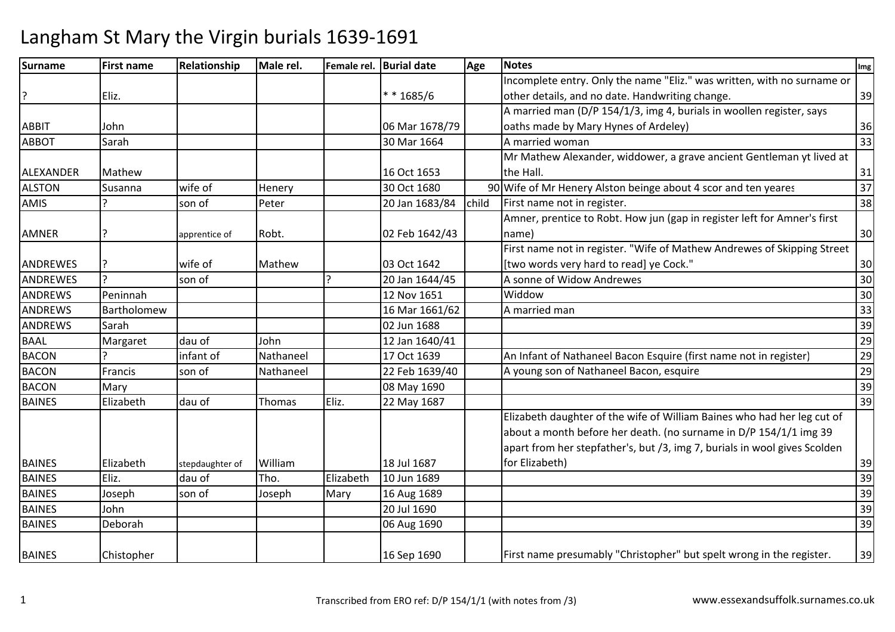# Langham St Mary the Virgin burials 1639-1691

| Surname | First name | Relationship | Male rel. | Female rel. | Burial date | Age | Notes | Img |
|---|---|---|---|---|---|---|---|---|
| ? | Eliz. | | | | * * 1685/6 | | Incomplete entry. Only the name "Eliz." was written, with no surname or other details, and no date. Handwriting change. | 39 |
| ABBIT | John | | | | 06 Mar 1678/79 | | A married man (D/P 154/1/3, img 4, burials in woollen register, says oaths made by Mary Hynes of Ardeley) | 36 |
| ABBOT | Sarah | | | | 30 Mar 1664 | | A married woman | 33 |
| ALEXANDER | Mathew | | | | 16 Oct 1653 | | Mr Mathew Alexander, widdower, a grave ancient Gentleman yt lived at the Hall. | 31 |
| ALSTON | Susanna | wife of | Henery | | 30 Oct 1680 | 90 | Wife of Mr Henery Alston beinge about 4 scor and ten yeares | 37 |
| AMIS | ? | son of | Peter | | 20 Jan 1683/84 | child | First name not in register. | 38 |
| AMNER | ? | apprentice of | Robt. | | 02 Feb 1642/43 | | Amner, prentice to Robt. How jun (gap in register left for Amner's first name) | 30 |
| ANDREWES | ? | wife of | Mathew | | 03 Oct 1642 | | First name not in register. "Wife of Mathew Andrewes of Skipping Street [two words very hard to read] ye Cock." | 30 |
| ANDREWES | ? | son of | | ? | 20 Jan 1644/45 | | A sonne of Widow Andrewes | 30 |
| ANDREWS | Peninnah | | | | 12 Nov 1651 | | Widdow | 30 |
| ANDREWS | Bartholomew | | | | 16 Mar 1661/62 | | A married man | 33 |
| ANDREWS | Sarah | | | | 02 Jun 1688 | | | 39 |
| BAAL | Margaret | dau of | John | | 12 Jan 1640/41 | | | 29 |
| BACON | ? | infant of | Nathaneel | | 17 Oct 1639 | | An Infant of Nathaneel Bacon Esquire (first name not in register) | 29 |
| BACON | Francis | son of | Nathaneel | | 22 Feb 1639/40 | | A young son of Nathaneel Bacon, esquire | 29 |
| BACON | Mary | | | | 08 May 1690 | | | 39 |
| BAINES | Elizabeth | dau of | Thomas | Eliz. | 22 May 1687 | | | 39 |
| BAINES | Elizabeth | stepdaughter of | William | | 18 Jul 1687 | | Elizabeth daughter of the wife of William Baines who had her leg cut of about a month before her death. (no surname in D/P 154/1/1 img 39 apart from her stepfather's, but /3, img 7, burials in wool gives Scolden for Elizabeth) | 39 |
| BAINES | Eliz. | dau of | Tho. | Elizabeth | 10 Jun 1689 | | | 39 |
| BAINES | Joseph | son of | Joseph | Mary | 16 Aug 1689 | | | 39 |
| BAINES | John | | | | 20 Jul 1690 | | | 39 |
| BAINES | Deborah | | | | 06 Aug 1690 | | | 39 |
| BAINES | Chistopher | | | | 16 Sep 1690 | | First name presumably "Christopher" but spelt wrong in the register. | 39 |

Transcribed from ERO ref: D/P 154/1/1 (with notes from /3)

www.essexandsuffolk.surnames.co.uk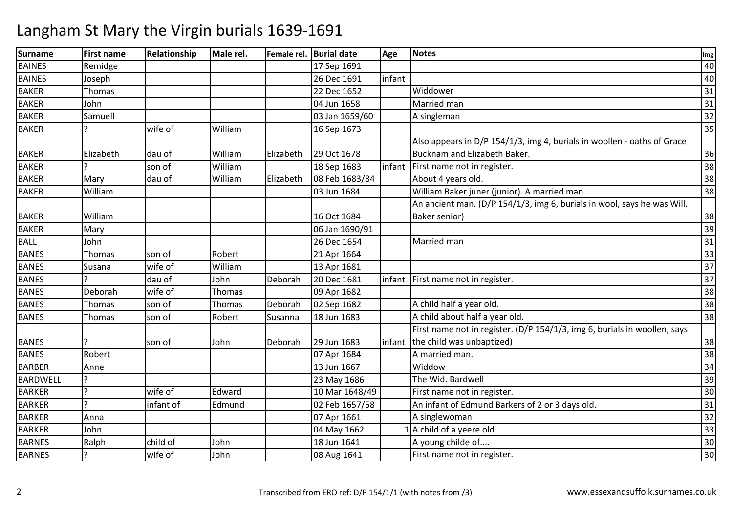# Langham St Mary the Virgin burials 1639-1691

| Surname | First name | Relationship | Male rel. | Female rel. | Burial date | Age | Notes | Img |
|---|---|---|---|---|---|---|---|---|
| BAINES | Remidge | | | | 17 Sep 1691 | | | 40 |
| BAINES | Joseph | | | | 26 Dec 1691 | infant | | 40 |
| BAKER | Thomas | | | | 22 Dec 1652 | | Widdower | 31 |
| BAKER | John | | | | 04 Jun 1658 | | Married man | 31 |
| BAKER | Samuell | | | | 03 Jan 1659/60 | | A singleman | 32 |
| BAKER | ? | wife of | William | | 16 Sep 1673 | | | 35 |
| BAKER | Elizabeth | dau of | William | Elizabeth | 29 Oct 1678 | | Also appears in D/P 154/1/3, img 4, burials in woollen - oaths of Grace Bucknam and Elizabeth Baker. | 36 |
| BAKER | ? | son of | William | | 18 Sep 1683 | infant | First name not in register. | 38 |
| BAKER | Mary | dau of | William | Elizabeth | 08 Feb 1683/84 | | About 4 years old. | 38 |
| BAKER | William | | | | 03 Jun 1684 | | William Baker juner (junior). A married man. | 38 |
| BAKER | William | | | | 16 Oct 1684 | | An ancient man. (D/P 154/1/3, img 6, burials in wool, says he was Will. Baker senior) | 38 |
| BAKER | Mary | | | | 06 Jan 1690/91 | | | 39 |
| BALL | John | | | | 26 Dec 1654 | | Married man | 31 |
| BANES | Thomas | son of | Robert | | 21 Apr 1664 | | | 33 |
| BANES | Susana | wife of | William | | 13 Apr 1681 | | | 37 |
| BANES | ? | dau of | John | Deborah | 20 Dec 1681 | infant | First name not in register. | 37 |
| BANES | Deborah | wife of | Thomas | | 09 Apr 1682 | | | 38 |
| BANES | Thomas | son of | Thomas | Deborah | 02 Sep 1682 | | A child half a year old. | 38 |
| BANES | Thomas | son of | Robert | Susanna | 18 Jun 1683 | | A child about half a year old. | 38 |
| BANES | ? | son of | John | Deborah | 29 Jun 1683 | infant | First name not in register. (D/P 154/1/3, img 6, burials in woollen, says the child was unbaptized) | 38 |
| BANES | Robert | | | | 07 Apr 1684 | | A married man. | 38 |
| BARBER | Anne | | | | 13 Jun 1667 | | Widdow | 34 |
| BARDWELL | ? | | | | 23 May 1686 | | The Wid. Bardwell | 39 |
| BARKER | ? | wife of | Edward | | 10 Mar 1648/49 | | First name not in register. | 30 |
| BARKER | ? | infant of | Edmund | | 02 Feb 1657/58 | | An infant of Edmund Barkers of 2 or 3 days old. | 31 |
| BARKER | Anna | | | | 07 Apr 1661 | | A singlewoman | 32 |
| BARKER | John | | | | 04 May 1662 | 1 | A child of a yeere old | 33 |
| BARNES | Ralph | child of | John | | 18 Jun 1641 | | A young childe of.... | 30 |
| BARNES | ? | wife of | John | | 08 Aug 1641 | | First name not in register. | 30 |

Transcribed from ERO ref: D/P 154/1/1 (with notes from /3)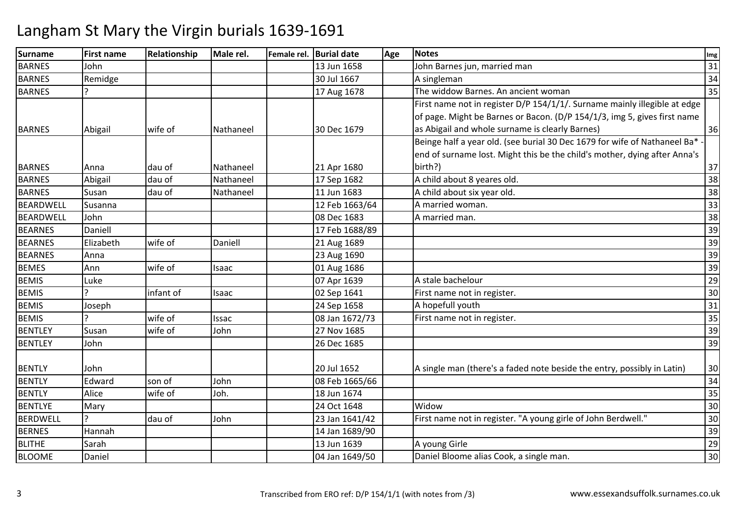# Langham St Mary the Virgin burials 1639-1691

| Surname | First name | Relationship | Male rel. | Female rel. | Burial date | Age | Notes | Img |
|---|---|---|---|---|---|---|---|---|
| BARNES | John | | | | 13 Jun 1658 | | John Barnes jun, married man | 31 |
| BARNES | Remidge | | | | 30 Jul 1667 | | A singleman | 34 |
| BARNES | ? | | | | 17 Aug 1678 | | The widdow Barnes. An ancient woman | 35 |
| BARNES | Abigail | wife of | Nathaneel | | 30 Dec 1679 | | First name not in register D/P 154/1/1/. Surname mainly illegible at edge of page. Might be Barnes or Bacon. (D/P 154/1/3, img 5, gives first name as Abigail and whole surname is clearly Barnes) | 36 |
| BARNES | Anna | dau of | Nathaneel | | 21 Apr 1680 | | Beinge half a year old. (see burial 30 Dec 1679 for wife of Nathaneel Ba* - end of surname lost. Might this be the child's mother, dying after Anna's birth?) | 37 |
| BARNES | Abigail | dau of | Nathaneel | | 17 Sep 1682 | | A child about 8 yeares old. | 38 |
| BARNES | Susan | dau of | Nathaneel | | 11 Jun 1683 | | A child about six year old. | 38 |
| BEARDWELL | Susanna | | | | 12 Feb 1663/64 | | A married woman. | 33 |
| BEARDWELL | John | | | | 08 Dec 1683 | | A married man. | 38 |
| BEARNES | Daniell | | | | 17 Feb 1688/89 | | | 39 |
| BEARNES | Elizabeth | wife of | Daniell | | 21 Aug 1689 | | | 39 |
| BEARNES | Anna | | | | 23 Aug 1690 | | | 39 |
| BEMES | Ann | wife of | Isaac | | 01 Aug 1686 | | | 39 |
| BEMIS | Luke | | | | 07 Apr 1639 | | A stale bachelour | 29 |
| BEMIS | ? | infant of | Isaac | | 02 Sep 1641 | | First name not in register. | 30 |
| BEMIS | Joseph | | | | 24 Sep 1658 | | A hopefull youth | 31 |
| BEMIS | ? | wife of | Issac | | 08 Jan 1672/73 | | First name not in register. | 35 |
| BENTLEY | Susan | wife of | John | | 27 Nov 1685 | | | 39 |
| BENTLEY | John | | | | 26 Dec 1685 | | | 39 |
| BENTLY | John | | | | 20 Jul 1652 | | A single man (there's a faded note beside the entry, possibly in Latin) | 30 |
| BENTLY | Edward | son of | John | | 08 Feb 1665/66 | | | 34 |
| BENTLY | Alice | wife of | Joh. | | 18 Jun 1674 | | | 35 |
| BENTLYE | Mary | | | | 24 Oct 1648 | | Widow | 30 |
| BERDWELL | ? | dau of | John | | 23 Jan 1641/42 | | First name not in register. "A young girle of John Berdwell." | 30 |
| BERNES | Hannah | | | | 14 Jan 1689/90 | | | 39 |
| BLITHE | Sarah | | | | 13 Jun 1639 | | A young Girle | 29 |
| BLOOME | Daniel | | | | 04 Jan 1649/50 | | Daniel Bloome alias Cook, a single man. | 30 |

Transcribed from ERO ref: D/P 154/1/1 (with notes from /3)

www.essexandsuffolk.surnames.co.uk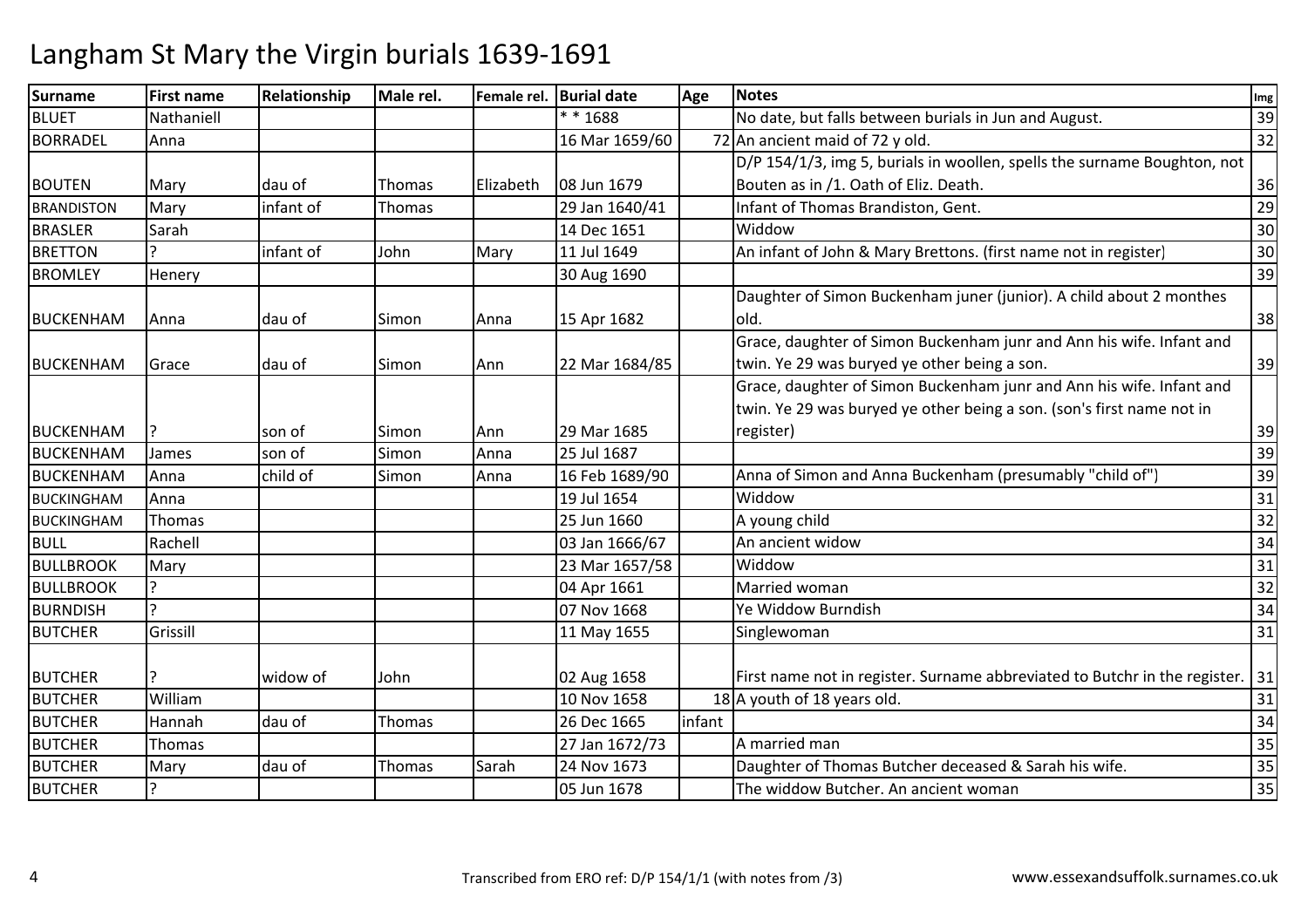# Langham St Mary the Virgin burials 1639-1691

| Surname | First name | Relationship | Male rel. | Female rel. | Burial date | Age | Notes | Img |
|---|---|---|---|---|---|---|---|---|
| BLUET | Nathaniell | | | | * * 1688 | | No date, but falls between burials in Jun and August. | 39 |
| BORRADEL | Anna | | | | 16 Mar 1659/60 | 72 | An ancient maid of 72 y old. | 32 |
| BOUTEN | Mary | dau of | Thomas | Elizabeth | 08 Jun 1679 | | D/P 154/1/3, img 5, burials in woollen, spells the surname Boughton, not Bouten as in /1. Oath of Eliz. Death. | 36 |
| BRANDISTON | Mary | infant of | Thomas | | 29 Jan 1640/41 | | Infant of Thomas Brandiston, Gent. | 29 |
| BRASLER | Sarah | | | | 14 Dec 1651 | | Widdow | 30 |
| BRETTON | ? | infant of | John | Mary | 11 Jul 1649 | | An infant of John & Mary Brettons. (first name not in register) | 30 |
| BROMLEY | Henery | | | | 30 Aug 1690 | | | 39 |
| BUCKENHAM | Anna | dau of | Simon | Anna | 15 Apr 1682 | | Daughter of Simon Buckenham juner (junior). A child about 2 monthes old. | 38 |
| BUCKENHAM | Grace | dau of | Simon | Ann | 22 Mar 1684/85 | | Grace, daughter of Simon Buckenham junr and Ann his wife. Infant and twin. Ye 29 was buryed ye other being a son. | 39 |
| BUCKENHAM | ? | son of | Simon | Ann | 29 Mar 1685 | | Grace, daughter of Simon Buckenham junr and Ann his wife. Infant and twin. Ye 29 was buryed ye other being a son. (son's first name not in register) | 39 |
| BUCKENHAM | James | son of | Simon | Anna | 25 Jul 1687 | | | 39 |
| BUCKENHAM | Anna | child of | Simon | Anna | 16 Feb 1689/90 | | Anna of Simon and Anna Buckenham (presumably "child of") | 39 |
| BUCKINGHAM | Anna | | | | 19 Jul 1654 | | Widdow | 31 |
| BUCKINGHAM | Thomas | | | | 25 Jun 1660 | | A young child | 32 |
| BULL | Rachell | | | | 03 Jan 1666/67 | | An ancient widow | 34 |
| BULLBROOK | Mary | | | | 23 Mar 1657/58 | | Widdow | 31 |
| BULLBROOK | ? | | | | 04 Apr 1661 | | Married woman | 32 |
| BURNDISH | ? | | | | 07 Nov 1668 | | Ye Widdow Burndish | 34 |
| BUTCHER | Grissill | | | | 11 May 1655 | | Singlewoman | 31 |
| BUTCHER | ? | widow of | John | | 02 Aug 1658 | | First name not in register. Surname abbreviated to Butchr in the register. | 31 |
| BUTCHER | William | | | | 10 Nov 1658 | 18 | A youth of 18 years old. | 31 |
| BUTCHER | Hannah | dau of | Thomas | | 26 Dec 1665 | infant | | 34 |
| BUTCHER | Thomas | | | | 27 Jan 1672/73 | | A married man | 35 |
| BUTCHER | Mary | dau of | Thomas | Sarah | 24 Nov 1673 | | Daughter of Thomas Butcher deceased & Sarah his wife. | 35 |
| BUTCHER | ? | | | | 05 Jun 1678 | | The widdow Butcher. An ancient woman | 35 |

Transcribed from ERO ref: D/P 154/1/1 (with notes from /3)

www.essexandsuffolk.surnames.co.uk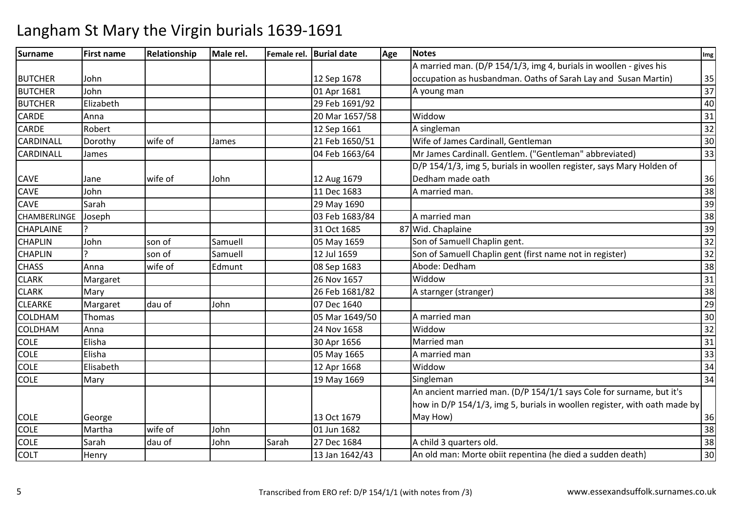# Langham St Mary the Virgin burials 1639-1691

| Surname | First name | Relationship | Male rel. | Female rel. | Burial date | Age | Notes | Img |
|---|---|---|---|---|---|---|---|---|
| BUTCHER | John | | | | 12 Sep 1678 | | A married man. (D/P 154/1/3, img 4, burials in woollen - gives his occupation as husbandman. Oaths of Sarah Lay and Susan Martin) | 35 |
| BUTCHER | John | | | | 01 Apr 1681 | | A young man | 37 |
| BUTCHER | Elizabeth | | | | 29 Feb 1691/92 | | | 40 |
| CARDE | Anna | | | | 20 Mar 1657/58 | | Widdow | 31 |
| CARDE | Robert | | | | 12 Sep 1661 | | A singleman | 32 |
| CARDINALL | Dorothy | wife of | James | | 21 Feb 1650/51 | | Wife of James Cardinall, Gentleman | 30 |
| CARDINALL | James | | | | 04 Feb 1663/64 | | Mr James Cardinall. Gentlem. ("Gentleman" abbreviated) | 33 |
| CAVE | Jane | wife of | John | | 12 Aug 1679 | | D/P 154/1/3, img 5, burials in woollen register, says Mary Holden of Dedham made oath | 36 |
| CAVE | John | | | | 11 Dec 1683 | | A married man. | 38 |
| CAVE | Sarah | | | | 29 May 1690 | | | 39 |
| CHAMBERLINGE | Joseph | | | | 03 Feb 1683/84 | | A married man | 38 |
| CHAPLAINE | ? | | | | 31 Oct 1685 | 87 | Wid. Chaplaine | 39 |
| CHAPLIN | John | son of | Samuell | | 05 May 1659 | | Son of Samuell Chaplin gent. | 32 |
| CHAPLIN | ? | son of | Samuell | | 12 Jul 1659 | | Son of Samuell Chaplin gent (first name not in register) | 32 |
| CHASS | Anna | wife of | Edmunt | | 08 Sep 1683 | | Abode: Dedham | 38 |
| CLARK | Margaret | | | | 26 Nov 1657 | | Widdow | 31 |
| CLARK | Mary | | | | 26 Feb 1681/82 | | A starnger (stranger) | 38 |
| CLEARKE | Margaret | dau of | John | | 07 Dec 1640 | | | 29 |
| COLDHAM | Thomas | | | | 05 Mar 1649/50 | | A married man | 30 |
| COLDHAM | Anna | | | | 24 Nov 1658 | | Widdow | 32 |
| COLE | Elisha | | | | 30 Apr 1656 | | Married man | 31 |
| COLE | Elisha | | | | 05 May 1665 | | A married man | 33 |
| COLE | Elisabeth | | | | 12 Apr 1668 | | Widdow | 34 |
| COLE | Mary | | | | 19 May 1669 | | Singleman | 34 |
| COLE | George | | | | 13 Oct 1679 | | An ancient married man. (D/P 154/1/1 says Cole for surname, but it's how in D/P 154/1/3, img 5, burials in woollen register, with oath made by May How) | 36 |
| COLE | Martha | wife of | John | | 01 Jun 1682 | | | 38 |
| COLE | Sarah | dau of | John | Sarah | 27 Dec 1684 | | A child 3 quarters old. | 38 |
| COLT | Henry | | | | 13 Jan 1642/43 | | An old man: Morte obiit repentina (he died a sudden death) | 30 |

Transcribed from ERO ref: D/P 154/1/1 (with notes from /3)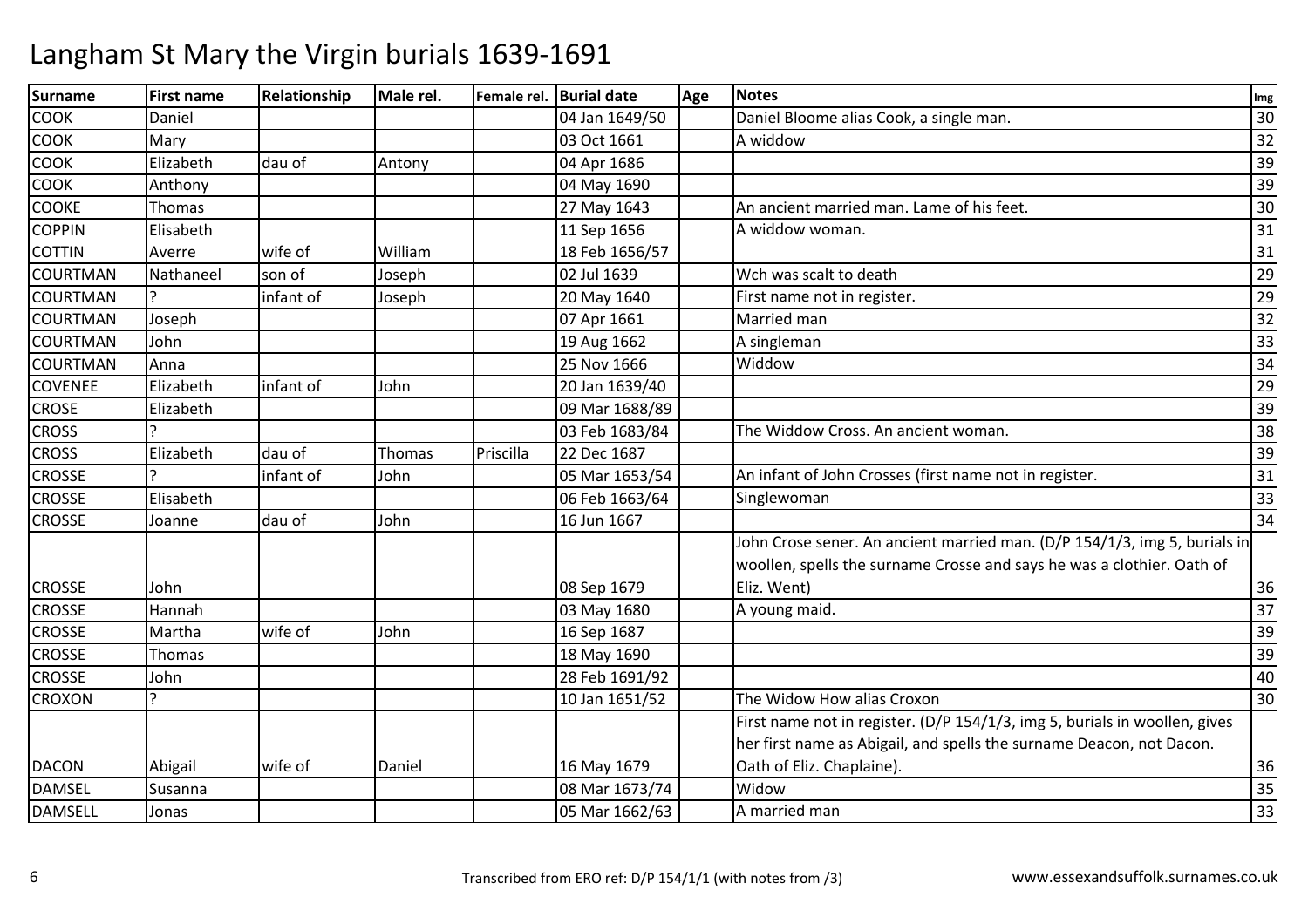# Langham St Mary the Virgin burials 1639-1691

| Surname | First name | Relationship | Male rel. | Female rel. | Burial date | Age | Notes | Img |
|---|---|---|---|---|---|---|---|---|
| COOK | Daniel | | | | 04 Jan 1649/50 | | Daniel Bloome alias Cook, a single man. | 30 |
| COOK | Mary | | | | 03 Oct 1661 | | A widdow | 32 |
| COOK | Elizabeth | dau of | Antony | | 04 Apr 1686 | | | 39 |
| COOK | Anthony | | | | 04 May 1690 | | | 39 |
| COOKE | Thomas | | | | 27 May 1643 | | An ancient married man. Lame of his feet. | 30 |
| COPPIN | Elisabeth | | | | 11 Sep 1656 | | A widdow woman. | 31 |
| COTTIN | Averre | wife of | William | | 18 Feb 1656/57 | | | 31 |
| COURTMAN | Nathaneel | son of | Joseph | | 02 Jul 1639 | | Wch was scalt to death | 29 |
| COURTMAN | ? | infant of | Joseph | | 20 May 1640 | | First name not in register. | 29 |
| COURTMAN | Joseph | | | | 07 Apr 1661 | | Married man | 32 |
| COURTMAN | John | | | | 19 Aug 1662 | | A singleman | 33 |
| COURTMAN | Anna | | | | 25 Nov 1666 | | Widdow | 34 |
| COVENEE | Elizabeth | infant of | John | | 20 Jan 1639/40 | | | 29 |
| CROSE | Elizabeth | | | | 09 Mar 1688/89 | | | 39 |
| CROSS | ? | | | | 03 Feb 1683/84 | | The Widdow Cross. An ancient woman. | 38 |
| CROSS | Elizabeth | dau of | Thomas | Priscilla | 22 Dec 1687 | | | 39 |
| CROSSE | ? | infant of | John | | 05 Mar 1653/54 | | An infant of John Crosses (first name not in register. | 31 |
| CROSSE | Elisabeth | | | | 06 Feb 1663/64 | | Singlewoman | 33 |
| CROSSE | Joanne | dau of | John | | 16 Jun 1667 | | | 34 |
| CROSSE | John | | | | 08 Sep 1679 | | John Crose sener. An ancient married man. (D/P 154/1/3, img 5, burials in woollen, spells the surname Crosse and says he was a clothier. Oath of Eliz. Went) | 36 |
| CROSSE | Hannah | | | | 03 May 1680 | | A young maid. | 37 |
| CROSSE | Martha | wife of | John | | 16 Sep 1687 | | | 39 |
| CROSSE | Thomas | | | | 18 May 1690 | | | 39 |
| CROSSE | John | | | | 28 Feb 1691/92 | | | 40 |
| CROXON | ? | | | | 10 Jan 1651/52 | | The Widow How alias Croxon | 30 |
| DACON | Abigail | wife of | Daniel | | 16 May 1679 | | First name not in register. (D/P 154/1/3, img 5, burials in woollen, gives her first name as Abigail, and spells the surname Deacon, not Dacon. Oath of Eliz. Chaplaine). | 36 |
| DAMSEL | Susanna | | | | 08 Mar 1673/74 | | Widow | 35 |
| DAMSELL | Jonas | | | | 05 Mar 1662/63 | | A married man | 33 |

Transcribed from ERO ref: D/P 154/1/1 (with notes from /3)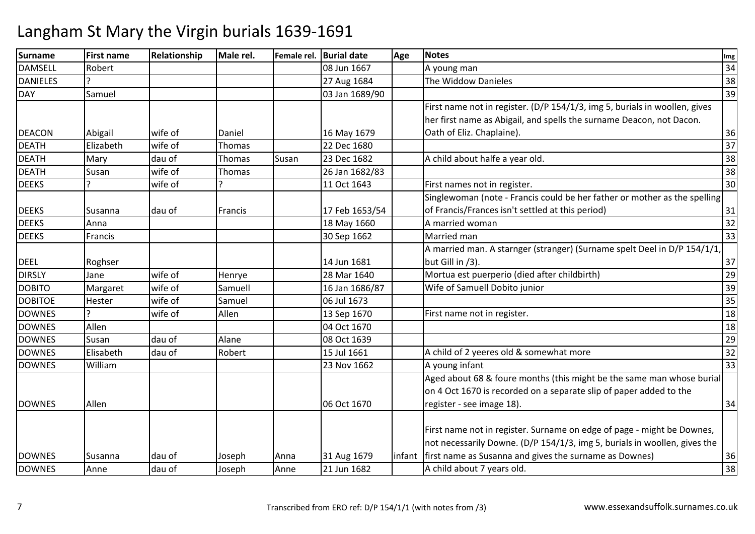# Langham St Mary the Virgin burials 1639-1691

| Surname | First name | Relationship | Male rel. | Female rel. | Burial date | Age | Notes | Img |
|---|---|---|---|---|---|---|---|---|
| DAMSELL | Robert | | | | 08 Jun 1667 | | A young man | 34 |
| DANIELES | ? | | | | 27 Aug 1684 | | The Widdow Danieles | 38 |
| DAY | Samuel | | | | 03 Jan 1689/90 | | | 39 |
| DEACON | Abigail | wife of | Daniel | | 16 May 1679 | | First name not in register. (D/P 154/1/3, img 5, burials in woollen, gives her first name as Abigail, and spells the surname Deacon, not Dacon. Oath of Eliz. Chaplaine). | 36 |
| DEATH | Elizabeth | wife of | Thomas | | 22 Dec 1680 | | | 37 |
| DEATH | Mary | dau of | Thomas | Susan | 23 Dec 1682 | | A child about halfe a year old. | 38 |
| DEATH | Susan | wife of | Thomas | | 26 Jan 1682/83 | | | 38 |
| DEEKS | ? | wife of | ? | | 11 Oct 1643 | | First names not in register. | 30 |
| DEEKS | Susanna | dau of | Francis | | 17 Feb 1653/54 | | Singlewoman (note - Francis could be her father or mother as the spelling of Francis/Frances isn't settled at this period) | 31 |
| DEEKS | Anna | | | | 18 May 1660 | | A married woman | 32 |
| DEEKS | Francis | | | | 30 Sep 1662 | | Married man | 33 |
| DEEL | Roghser | | | | 14 Jun 1681 | | A married man. A starnger (stranger) (Surname spelt Deel in D/P 154/1/1, but Gill in /3). | 37 |
| DIRSLY | Jane | wife of | Henrye | | 28 Mar 1640 | | Mortua est puerperio (died after childbirth) | 29 |
| DOBITO | Margaret | wife of | Samuell | | 16 Jan 1686/87 | | Wife of Samuell Dobito junior | 39 |
| DOBITOE | Hester | wife of | Samuel | | 06 Jul 1673 | | | 35 |
| DOWNES | ? | wife of | Allen | | 13 Sep 1670 | | First name not in register. | 18 |
| DOWNES | Allen | | | | 04 Oct 1670 | | | 18 |
| DOWNES | Susan | dau of | Alane | | 08 Oct 1639 | | | 29 |
| DOWNES | Elisabeth | dau of | Robert | | 15 Jul 1661 | | A child of 2 yeeres old & somewhat more | 32 |
| DOWNES | William | | | | 23 Nov 1662 | | A young infant | 33 |
| DOWNES | Allen | | | | 06 Oct 1670 | | Aged about 68 & foure months (this might be the same man whose burial on 4 Oct 1670 is recorded on a separate slip of paper added to the register - see image 18). | 34 |
| DOWNES | Susanna | dau of | Joseph | Anna | 31 Aug 1679 | infant | First name not in register. Surname on edge of page - might be Downes, not necessarily Downe. (D/P 154/1/3, img 5, burials in woollen, gives the first name as Susanna and gives the surname as Downes) | 36 |
| DOWNES | Anne | dau of | Joseph | Anne | 21 Jun 1682 | | A child about 7 years old. | 38 |

Transcribed from ERO ref: D/P 154/1/1 (with notes from /3)

www.essexandsuffolk.surnames.co.uk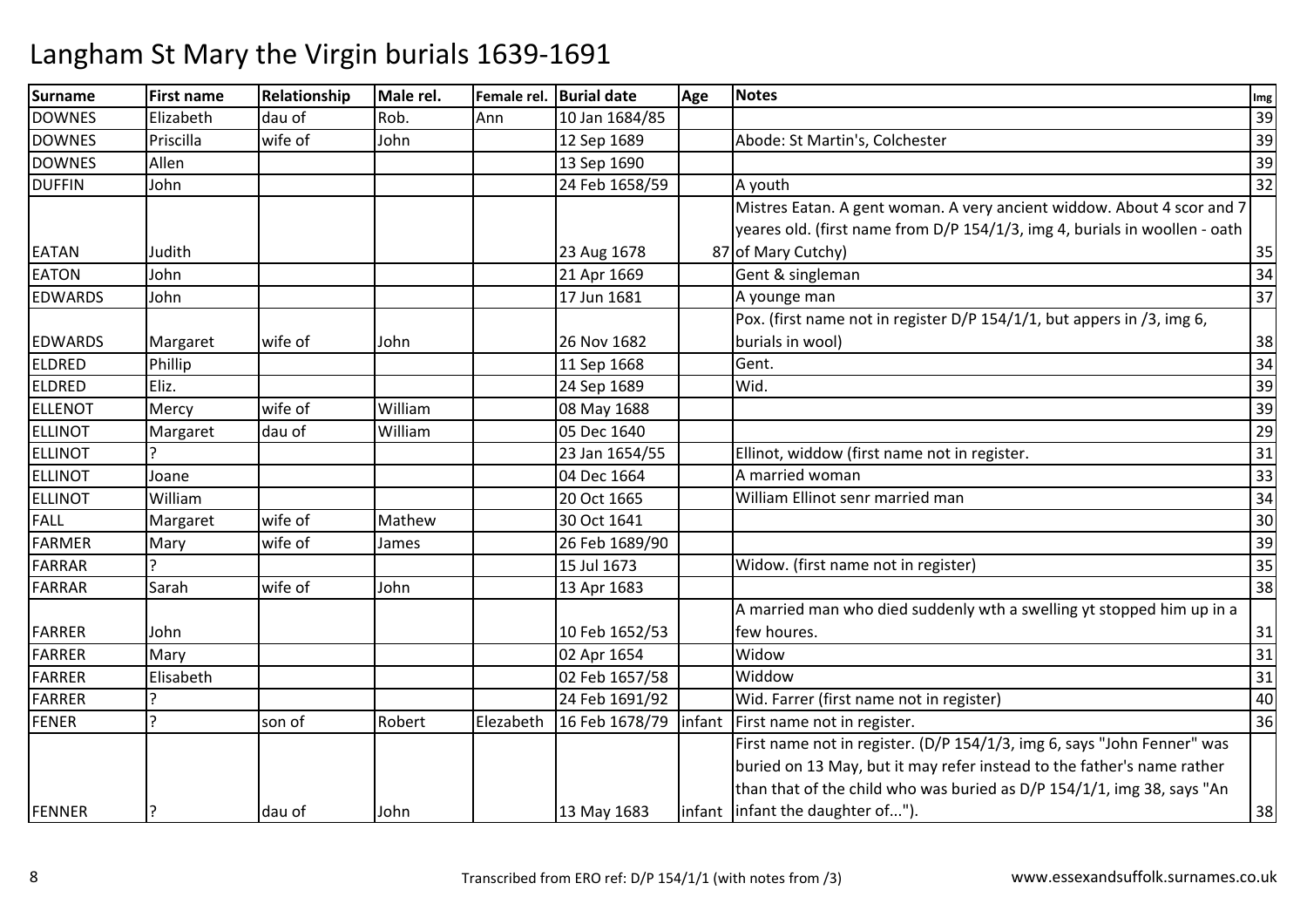# Langham St Mary the Virgin burials 1639-1691

| Surname | First name | Relationship | Male rel. | Female rel. | Burial date | Age | Notes | Img |
|---|---|---|---|---|---|---|---|---|
| DOWNES | Elizabeth | dau of | Rob. | Ann | 10 Jan 1684/85 | | | 39 |
| DOWNES | Priscilla | wife of | John | | 12 Sep 1689 | | Abode: St Martin's, Colchester | 39 |
| DOWNES | Allen | | | | 13 Sep 1690 | | | 39 |
| DUFFIN | John | | | | 24 Feb 1658/59 | | A youth | 32 |
| EATAN | Judith | | | | 23 Aug 1678 | 87 | Mistres Eatan. A gent woman. A very ancient widdow. About 4 scor and 7 yeares old. (first name from D/P 154/1/3, img 4, burials in woollen - oath of Mary Cutchy) | 35 |
| EATON | John | | | | 21 Apr 1669 | | Gent & singleman | 34 |
| EDWARDS | John | | | | 17 Jun 1681 | | A younge man | 37 |
| EDWARDS | Margaret | wife of | John | | 26 Nov 1682 | | Pox. (first name not in register D/P 154/1/1, but appers in /3, img 6, burials in wool) | 38 |
| ELDRED | Phillip | | | | 11 Sep 1668 | | Gent. | 34 |
| ELDRED | Eliz. | | | | 24 Sep 1689 | | Wid. | 39 |
| ELLENOT | Mercy | wife of | William | | 08 May 1688 | | | 39 |
| ELLINOT | Margaret | dau of | William | | 05 Dec 1640 | | | 29 |
| ELLINOT | ? | | | | 23 Jan 1654/55 | | Ellinot, widdow (first name not in register. | 31 |
| ELLINOT | Joane | | | | 04 Dec 1664 | | A married woman | 33 |
| ELLINOT | William | | | | 20 Oct 1665 | | William Ellinot senr married man | 34 |
| FALL | Margaret | wife of | Mathew | | 30 Oct 1641 | | | 30 |
| FARMER | Mary | wife of | James | | 26 Feb 1689/90 | | | 39 |
| FARRAR | ? | | | | 15 Jul 1673 | | Widow. (first name not in register) | 35 |
| FARRAR | Sarah | wife of | John | | 13 Apr 1683 | | | 38 |
| FARRER | John | | | | 10 Feb 1652/53 | | A married man who died suddenly wth a swelling yt stopped him up in a few houres. | 31 |
| FARRER | Mary | | | | 02 Apr 1654 | | Widow | 31 |
| FARRER | Elisabeth | | | | 02 Feb 1657/58 | | Widdow | 31 |
| FARRER | ? | | | | 24 Feb 1691/92 | | Wid. Farrer (first name not in register) | 40 |
| FENER | ? | son of | Robert | Elezabeth | 16 Feb 1678/79 | infant | First name not in register. | 36 |
| FENNER | ? | dau of | John | | 13 May 1683 | infant | First name not in register. (D/P 154/1/3, img 6, says "John Fenner" was buried on 13 May, but it may refer instead to the father's name rather than that of the child who was buried as D/P 154/1/1, img 38, says "An infant the daughter of..."). | 38 |

Transcribed from ERO ref: D/P 154/1/1 (with notes from /3) www.essexandsuffolk.surnames.co.uk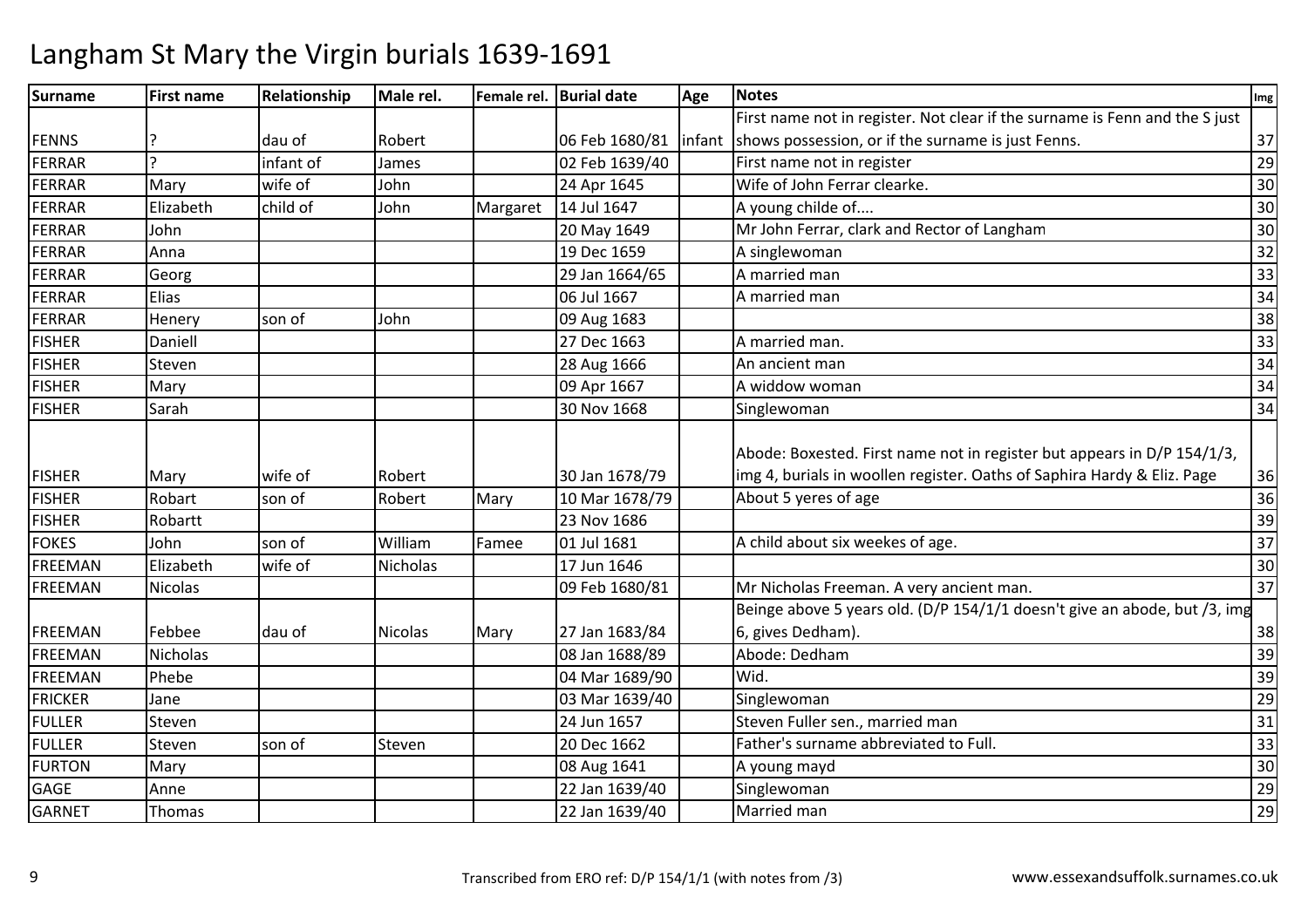# Langham St Mary the Virgin burials 1639-1691

| Surname | First name | Relationship | Male rel. | Female rel. | Burial date | Age | Notes | Img |
|---|---|---|---|---|---|---|---|---|
| FENNS | ? | dau of | Robert | | 06 Feb 1680/81 | infant | First name not in register. Not clear if the surname is Fenn and the S just shows possession, or if the surname is just Fenns. | 37 |
| FERRAR | ? | infant of | James | | 02 Feb 1639/40 | | First name not in register | 29 |
| FERRAR | Mary | wife of | John | | 24 Apr 1645 | | Wife of John Ferrar clearke. | 30 |
| FERRAR | Elizabeth | child of | John | Margaret | 14 Jul 1647 | | A young childe of.... | 30 |
| FERRAR | John | | | | 20 May 1649 | | Mr John Ferrar, clark and Rector of Langham | 30 |
| FERRAR | Anna | | | | 19 Dec 1659 | | A singlewoman | 32 |
| FERRAR | Georg | | | | 29 Jan 1664/65 | | A married man | 33 |
| FERRAR | Elias | | | | 06 Jul 1667 | | A married man | 34 |
| FERRAR | Henery | son of | John | | 09 Aug 1683 | | | 38 |
| FISHER | Daniell | | | | 27 Dec 1663 | | A married man. | 33 |
| FISHER | Steven | | | | 28 Aug 1666 | | An ancient man | 34 |
| FISHER | Mary | | | | 09 Apr 1667 | | A widdow woman | 34 |
| FISHER | Sarah | | | | 30 Nov 1668 | | Singlewoman | 34 |
| FISHER | Mary | wife of | Robert | | 30 Jan 1678/79 | | Abode: Boxested. First name not in register but appears in D/P 154/1/3, img 4, burials in woollen register. Oaths of Saphira Hardy & Eliz. Page | 36 |
| FISHER | Robart | son of | Robert | Mary | 10 Mar 1678/79 | | About 5 yeres of age | 36 |
| FISHER | Robartt | | | | 23 Nov 1686 | | | 39 |
| FOKES | John | son of | William | Famee | 01 Jul 1681 | | A child about six weekes of age. | 37 |
| FREEMAN | Elizabeth | wife of | Nicholas | | 17 Jun 1646 | | | 30 |
| FREEMAN | Nicolas | | | | 09 Feb 1680/81 | | Mr Nicholas Freeman. A very ancient man. | 37 |
| FREEMAN | Febbee | dau of | Nicolas | Mary | 27 Jan 1683/84 | | Beinge above 5 years old. (D/P 154/1/1 doesn't give an abode, but /3, img 6, gives Dedham). | 38 |
| FREEMAN | Nicholas | | | | 08 Jan 1688/89 | | Abode: Dedham | 39 |
| FREEMAN | Phebe | | | | 04 Mar 1689/90 | | Wid. | 39 |
| FRICKER | Jane | | | | 03 Mar 1639/40 | | Singlewoman | 29 |
| FULLER | Steven | | | | 24 Jun 1657 | | Steven Fuller sen., married man | 31 |
| FULLER | Steven | son of | Steven | | 20 Dec 1662 | | Father's surname abbreviated to Full. | 33 |
| FURTON | Mary | | | | 08 Aug 1641 | | A young mayd | 30 |
| GAGE | Anne | | | | 22 Jan 1639/40 | | Singlewoman | 29 |
| GARNET | Thomas | | | | 22 Jan 1639/40 | | Married man | 29 |

Transcribed from ERO ref: D/P 154/1/1 (with notes from /3) www.essexandsuffolk.surnames.co.uk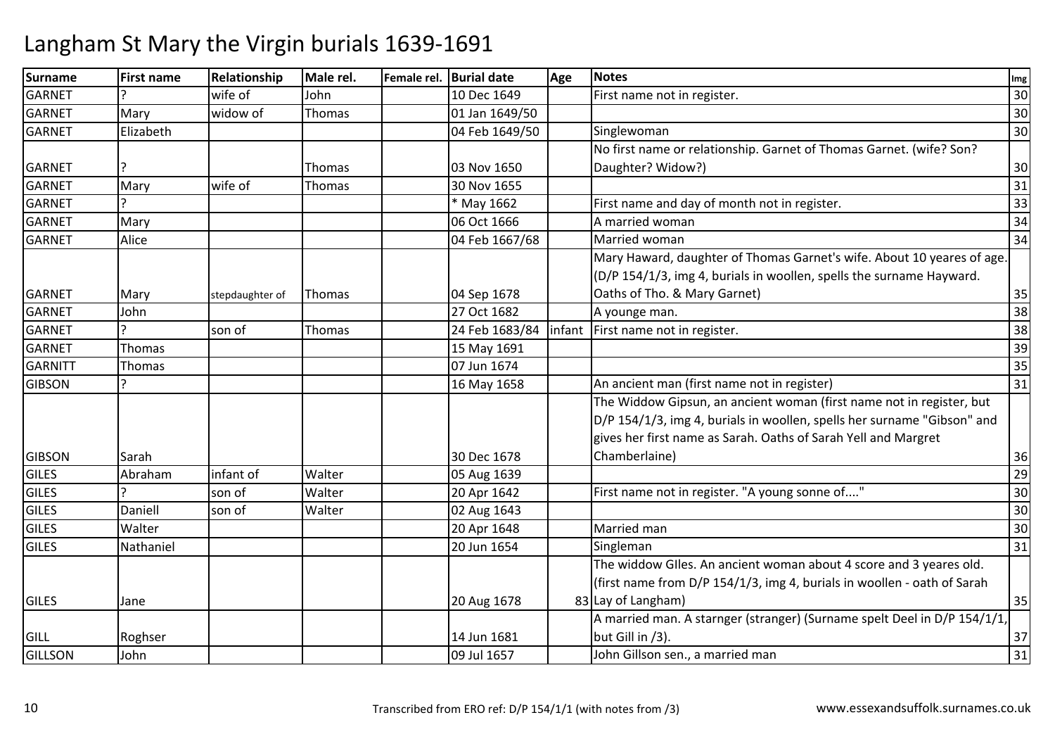# Langham St Mary the Virgin burials 1639-1691

| Surname | First name | Relationship | Male rel. | Female rel. | Burial date | Age | Notes | Img |
|---|---|---|---|---|---|---|---|---|
| GARNET | ? | wife of | John | | 10 Dec 1649 | | First name not in register. | 30 |
| GARNET | Mary | widow of | Thomas | | 01 Jan 1649/50 | | | 30 |
| GARNET | Elizabeth | | | | 04 Feb 1649/50 | | Singlewoman | 30 |
| GARNET | ? | | Thomas | | 03 Nov 1650 | | No first name or relationship. Garnet of Thomas Garnet. (wife? Son? Daughter? Widow?) | 30 |
| GARNET | Mary | wife of | Thomas | | 30 Nov 1655 | | | 31 |
| GARNET | ? | | | | * May 1662 | | First name and day of month not in register. | 33 |
| GARNET | Mary | | | | 06 Oct 1666 | | A married woman | 34 |
| GARNET | Alice | | | | 04 Feb 1667/68 | | Married woman | 34 |
| GARNET | Mary | stepdaughter of | Thomas | | 04 Sep 1678 | | Mary Haward, daughter of Thomas Garnet's wife. About 10 yeares of age. (D/P 154/1/3, img 4, burials in woollen, spells the surname Hayward. Oaths of Tho. & Mary Garnet) | 35 |
| GARNET | John | | | | 27 Oct 1682 | | A younge man. | 38 |
| GARNET | ? | son of | Thomas | | 24 Feb 1683/84 | infant | First name not in register. | 38 |
| GARNET | Thomas | | | | 15 May 1691 | | | 39 |
| GARNITT | Thomas | | | | 07 Jun 1674 | | | 35 |
| GIBSON | ? | | | | 16 May 1658 | | An ancient man (first name not in register) | 31 |
| GIBSON | Sarah | | | | 30 Dec 1678 | | The Widdow Gipsun, an ancient woman (first name not in register, but D/P 154/1/3, img 4, burials in woollen, spells her surname "Gibson" and gives her first name as Sarah. Oaths of Sarah Yell and Margret Chamberlaine) | 36 |
| GILES | Abraham | infant of | Walter | | 05 Aug 1639 | | | 29 |
| GILES | ? | son of | Walter | | 20 Apr 1642 | | First name not in register. "A young sonne of...." | 30 |
| GILES | Daniell | son of | Walter | | 02 Aug 1643 | | | 30 |
| GILES | Walter | | | | 20 Apr 1648 | | Married man | 30 |
| GILES | Nathaniel | | | | 20 Jun 1654 | | Singleman | 31 |
| GILES | Jane | | | | 20 Aug 1678 | 83 | The widdow GIles. An ancient woman about 4 score and 3 yeares old. (first name from D/P 154/1/3, img 4, burials in woollen - oath of Sarah Lay of Langham) | 35 |
| GILL | Roghser | | | | 14 Jun 1681 | | A married man. A starnger (stranger) (Surname spelt Deel in D/P 154/1/1, but Gill in /3). | 37 |
| GILLSON | John | | | | 09 Jul 1657 | | John Gillson sen., a married man | 31 |

Transcribed from ERO ref: D/P 154/1/1 (with notes from /3)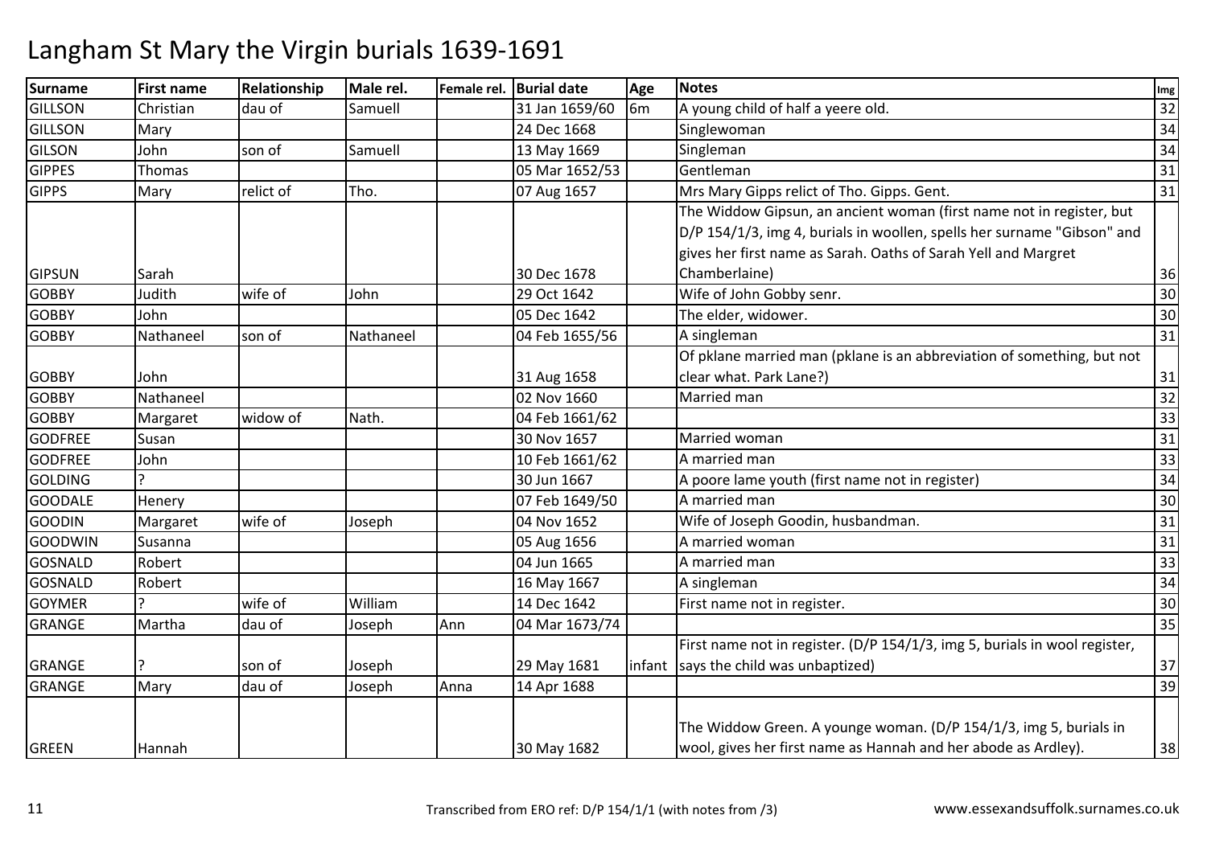# Langham St Mary the Virgin burials 1639-1691

| Surname | First name | Relationship | Male rel. | Female rel. | Burial date | Age | Notes | Img |
|---|---|---|---|---|---|---|---|---|
| GILLSON | Christian | dau of | Samuell | | 31 Jan 1659/60 | 6m | A young child of half a yeere old. | 32 |
| GILLSON | Mary | | | | 24 Dec 1668 | | Singlewoman | 34 |
| GILSON | John | son of | Samuell | | 13 May 1669 | | Singleman | 34 |
| GIPPES | Thomas | | | | 05 Mar 1652/53 | | Gentleman | 31 |
| GIPPS | Mary | relict of | Tho. | | 07 Aug 1657 | | Mrs Mary Gipps relict of Tho. Gipps. Gent. | 31 |
| GIPSUN | Sarah | | | | 30 Dec 1678 | | The Widdow Gipsun, an ancient woman (first name not in register, but D/P 154/1/3, img 4, burials in woollen, spells her surname "Gibson" and gives her first name as Sarah. Oaths of Sarah Yell and Margret Chamberlaine) | 36 |
| GOBBY | Judith | wife of | John | | 29 Oct 1642 | | Wife of John Gobby senr. | 30 |
| GOBBY | John | | | | 05 Dec 1642 | | The elder, widower. | 30 |
| GOBBY | Nathaneel | son of | Nathaneel | | 04 Feb 1655/56 | | A singleman | 31 |
| GOBBY | John | | | | 31 Aug 1658 | | Of pklane married man (pklane is an abbreviation of something, but not clear what. Park Lane?) | 31 |
| GOBBY | Nathaneel | | | | 02 Nov 1660 | | Married man | 32 |
| GOBBY | Margaret | widow of | Nath. | | 04 Feb 1661/62 | | | 33 |
| GODFREE | Susan | | | | 30 Nov 1657 | | Married woman | 31 |
| GODFREE | John | | | | 10 Feb 1661/62 | | A married man | 33 |
| GOLDING | ? | | | | 30 Jun 1667 | | A poore lame youth (first name not in register) | 34 |
| GOODALE | Henery | | | | 07 Feb 1649/50 | | A married man | 30 |
| GOODIN | Margaret | wife of | Joseph | | 04 Nov 1652 | | Wife of Joseph Goodin, husbandman. | 31 |
| GOODWIN | Susanna | | | | 05 Aug 1656 | | A married woman | 31 |
| GOSNALD | Robert | | | | 04 Jun 1665 | | A married man | 33 |
| GOSNALD | Robert | | | | 16 May 1667 | | A singleman | 34 |
| GOYMER | ? | wife of | William | | 14 Dec 1642 | | First name not in register. | 30 |
| GRANGE | Martha | dau of | Joseph | Ann | 04 Mar 1673/74 | | | 35 |
| GRANGE | ? | son of | Joseph | | 29 May 1681 | infant | First name not in register. (D/P 154/1/3, img 5, burials in wool register, says the child was unbaptized) | 37 |
| GRANGE | Mary | dau of | Joseph | Anna | 14 Apr 1688 | | | 39 |
| GREEN | Hannah | | | | 30 May 1682 | | The Widdow Green. A younge woman. (D/P 154/1/3, img 5, burials in wool, gives her first name as Hannah and her abode as Ardley). | 38 |

Transcribed from ERO ref: D/P 154/1/1 (with notes from /3)

www.essexandsuffolk.surnames.co.uk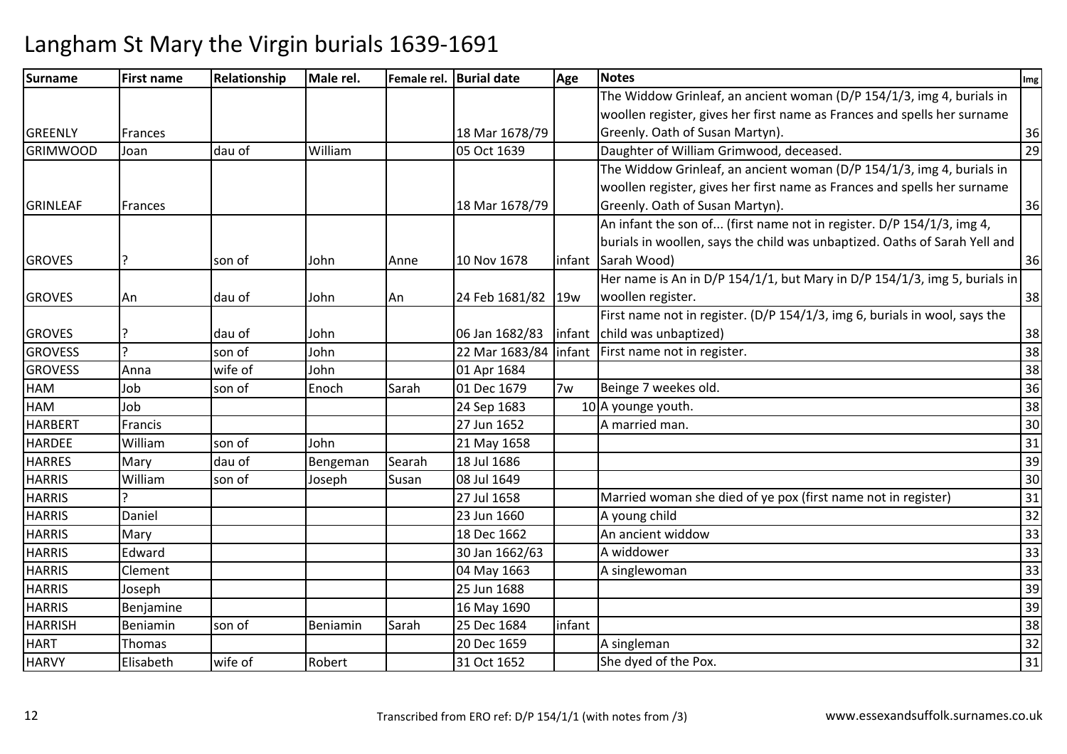# Langham St Mary the Virgin burials 1639-1691

| Surname | First name | Relationship | Male rel. | Female rel. | Burial date | Age | Notes | Img |
|---|---|---|---|---|---|---|---|---|
| GREENLY | Frances | | | | 18 Mar 1678/79 | | The Widdow Grinleaf, an ancient woman (D/P 154/1/3, img 4, burials in woollen register, gives her first name as Frances and spells her surname Greenly. Oath of Susan Martyn). | 36 |
| GRIMWOOD | Joan | dau of | William | | 05 Oct 1639 | | Daughter of William Grimwood, deceased. | 29 |
| GRINLEAF | Frances | | | | 18 Mar 1678/79 | | The Widdow Grinleaf, an ancient woman (D/P 154/1/3, img 4, burials in woollen register, gives her first name as Frances and spells her surname Greenly. Oath of Susan Martyn). | 36 |
| GROVES | ? | son of | John | Anne | 10 Nov 1678 | infant | An infant the son of... (first name not in register. D/P 154/1/3, img 4, burials in woollen, says the child was unbaptized. Oaths of Sarah Yell and Sarah Wood) | 36 |
| GROVES | An | dau of | John | An | 24 Feb 1681/82 | 19w | Her name is An in D/P 154/1/1, but Mary in D/P 154/1/3, img 5, burials in woollen register. | 38 |
| GROVES | ? | dau of | John | | 06 Jan 1682/83 | infant | First name not in register. (D/P 154/1/3, img 6, burials in wool, says the child was unbaptized) | 38 |
| GROVESS | ? | son of | John | | 22 Mar 1683/84 | infant | First name not in register. | 38 |
| GROVESS | Anna | wife of | John | | 01 Apr 1684 | | | 38 |
| HAM | Job | son of | Enoch | Sarah | 01 Dec 1679 | 7w | Beinge 7 weekes old. | 36 |
| HAM | Job | | | | 24 Sep 1683 | 10 | A younge youth. | 38 |
| HARBERT | Francis | | | | 27 Jun 1652 | | A married man. | 30 |
| HARDEE | William | son of | John | | 21 May 1658 | | | 31 |
| HARRES | Mary | dau of | Bengeman | Searah | 18 Jul 1686 | | | 39 |
| HARRIS | William | son of | Joseph | Susan | 08 Jul 1649 | | | 30 |
| HARRIS | ? | | | | 27 Jul 1658 | | Married woman she died of ye pox (first name not in register) | 31 |
| HARRIS | Daniel | | | | 23 Jun 1660 | | A young child | 32 |
| HARRIS | Mary | | | | 18 Dec 1662 | | An ancient widdow | 33 |
| HARRIS | Edward | | | | 30 Jan 1662/63 | | A widdower | 33 |
| HARRIS | Clement | | | | 04 May 1663 | | A singlewoman | 33 |
| HARRIS | Joseph | | | | 25 Jun 1688 | | | 39 |
| HARRIS | Benjamine | | | | 16 May 1690 | | | 39 |
| HARRISH | Beniamin | son of | Beniamin | Sarah | 25 Dec 1684 | infant | | 38 |
| HART | Thomas | | | | 20 Dec 1659 | | A singleman | 32 |
| HARVY | Elisabeth | wife of | Robert | | 31 Oct 1652 | | She dyed of the Pox. | 31 |

Transcribed from ERO ref: D/P 154/1/1 (with notes from /3)

www.essexandsuffolk.surnames.co.uk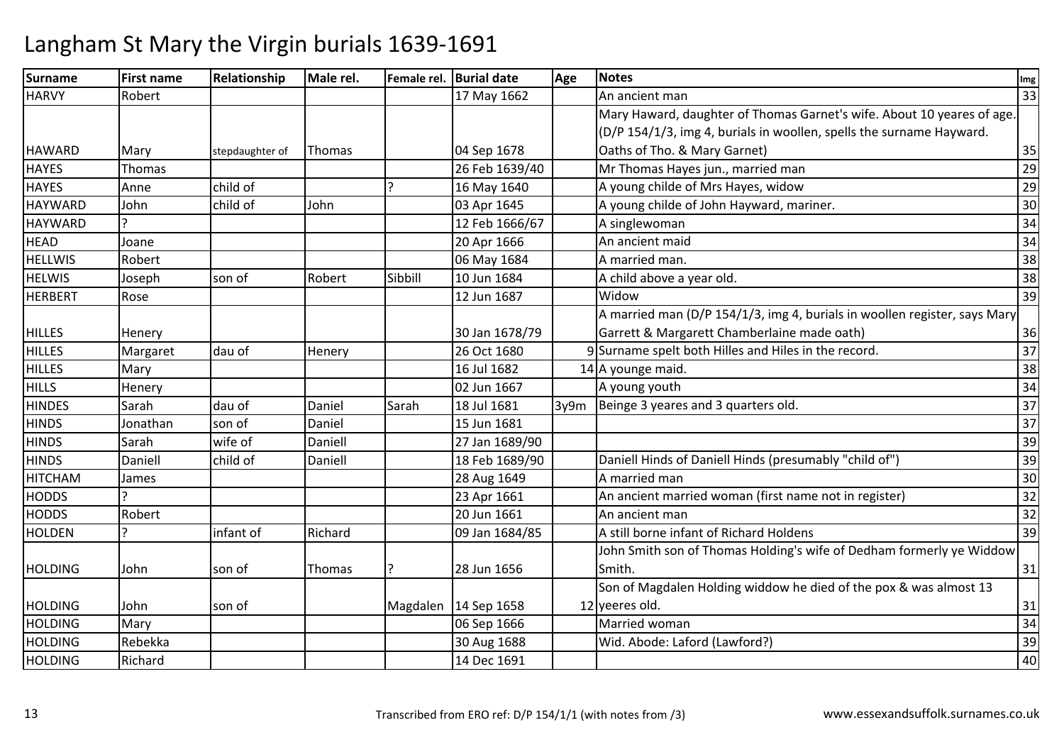# Langham St Mary the Virgin burials 1639-1691

| Surname | First name | Relationship | Male rel. | Female rel. | Burial date | Age | Notes | Img |
|---|---|---|---|---|---|---|---|---|
| HARVY | Robert | | | | 17 May 1662 | | An ancient man | 33 |
| HAWARD | Mary | stepdaughter of | Thomas | | 04 Sep 1678 | | Mary Haward, daughter of Thomas Garnet's wife. About 10 yeares of age. (D/P 154/1/3, img 4, burials in woollen, spells the surname Hayward. Oaths of Tho. & Mary Garnet) | 35 |
| HAYES | Thomas | | | | 26 Feb 1639/40 | | Mr Thomas Hayes jun., married man | 29 |
| HAYES | Anne | child of | | ? | 16 May 1640 | | A young childe of Mrs Hayes, widow | 29 |
| HAYWARD | John | child of | John | | 03 Apr 1645 | | A young childe of John Hayward, mariner. | 30 |
| HAYWARD | ? | | | | 12 Feb 1666/67 | | A singlewoman | 34 |
| HEAD | Joane | | | | 20 Apr 1666 | | An ancient maid | 34 |
| HELLWIS | Robert | | | | 06 May 1684 | | A married man. | 38 |
| HELWIS | Joseph | son of | Robert | Sibbill | 10 Jun 1684 | | A child above a year old. | 38 |
| HERBERT | Rose | | | | 12 Jun 1687 | | Widow | 39 |
| HILLES | Henery | | | | 30 Jan 1678/79 | | A married man (D/P 154/1/3, img 4, burials in woollen register, says Mary Garrett & Margarett Chamberlaine made oath) | 36 |
| HILLES | Margaret | dau of | Henery | | 26 Oct 1680 | 9 | Surname spelt both Hilles and Hiles in the record. | 37 |
| HILLES | Mary | | | | 16 Jul 1682 | 14 | A younge maid. | 38 |
| HILLS | Henery | | | | 02 Jun 1667 | | A young youth | 34 |
| HINDES | Sarah | dau of | Daniel | Sarah | 18 Jul 1681 | 3y9m | Beinge 3 yeares and 3 quarters old. | 37 |
| HINDS | Jonathan | son of | Daniel | | 15 Jun 1681 | | | 37 |
| HINDS | Sarah | wife of | Daniell | | 27 Jan 1689/90 | | | 39 |
| HINDS | Daniell | child of | Daniell | | 18 Feb 1689/90 | | Daniell Hinds of Daniell Hinds (presumably "child of") | 39 |
| HITCHAM | James | | | | 28 Aug 1649 | | A married man | 30 |
| HODDS | ? | | | | 23 Apr 1661 | | An ancient married woman (first name not in register) | 32 |
| HODDS | Robert | | | | 20 Jun 1661 | | An ancient man | 32 |
| HOLDEN | ? | infant of | Richard | | 09 Jan 1684/85 | | A still borne infant of Richard Holdens | 39 |
| HOLDING | John | son of | Thomas | ? | 28 Jun 1656 | | John Smith son of Thomas Holding's wife of Dedham formerly ye Widdow Smith. | 31 |
| HOLDING | John | son of | | Magdalen | 14 Sep 1658 | 12 | Son of Magdalen Holding widdow he died of the pox & was almost 13 yeeres old. | 31 |
| HOLDING | Mary | | | | 06 Sep 1666 | | Married woman | 34 |
| HOLDING | Rebekka | | | | 30 Aug 1688 | | Wid. Abode: Laford (Lawford?) | 39 |
| HOLDING | Richard | | | | 14 Dec 1691 | | | 40 |

Transcribed from ERO ref: D/P 154/1/1 (with notes from /3)

www.essexandsuffolk.surnames.co.uk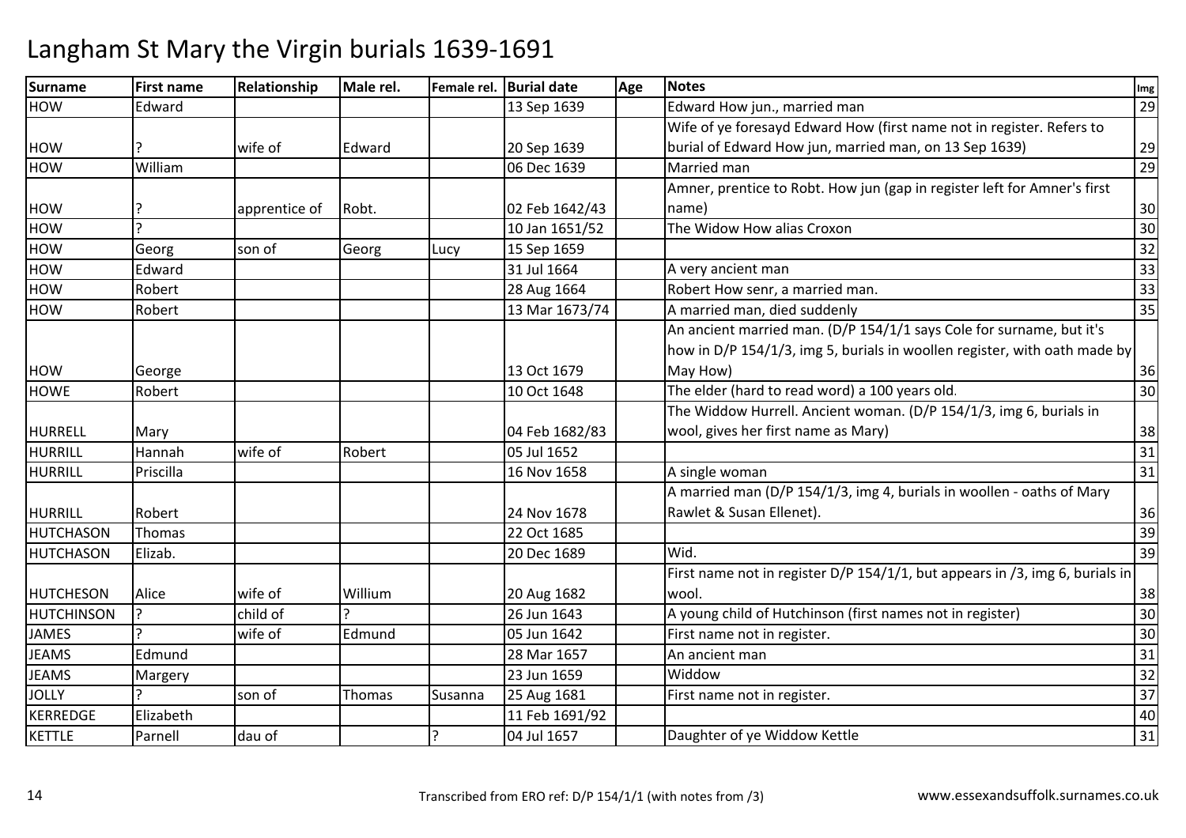# Langham St Mary the Virgin burials 1639-1691

| Surname | First name | Relationship | Male rel. | Female rel. | Burial date | Age | Notes | Img |
|---|---|---|---|---|---|---|---|---|
| HOW | Edward | | | | 13 Sep 1639 | | Edward How jun., married man | 29 |
| HOW | ? | wife of | Edward | | 20 Sep 1639 | | Wife of ye foresayd Edward How (first name not in register. Refers to burial of Edward How jun, married man, on 13 Sep 1639) | 29 |
| HOW | William | | | | 06 Dec 1639 | | Married man | 29 |
| HOW | ? | apprentice of | Robt. | | 02 Feb 1642/43 | | Amner, prentice to Robt. How jun (gap in register left for Amner's first name) | 30 |
| HOW | ? | | | | 10 Jan 1651/52 | | The Widow How alias Croxon | 30 |
| HOW | Georg | son of | Georg | Lucy | 15 Sep 1659 | | | 32 |
| HOW | Edward | | | | 31 Jul 1664 | | A very ancient man | 33 |
| HOW | Robert | | | | 28 Aug 1664 | | Robert How senr, a married man. | 33 |
| HOW | Robert | | | | 13 Mar 1673/74 | | A married man, died suddenly | 35 |
| HOW | George | | | | 13 Oct 1679 | | An ancient married man. (D/P 154/1/1 says Cole for surname, but it's how in D/P 154/1/3, img 5, burials in woollen register, with oath made by May How) | 36 |
| HOWE | Robert | | | | 10 Oct 1648 | | The elder (hard to read word) a 100 years old. | 30 |
| HURRELL | Mary | | | | 04 Feb 1682/83 | | The Widdow Hurrell. Ancient woman. (D/P 154/1/3, img 6, burials in wool, gives her first name as Mary) | 38 |
| HURRILL | Hannah | wife of | Robert | | 05 Jul 1652 | | | 31 |
| HURRILL | Priscilla | | | | 16 Nov 1658 | | A single woman | 31 |
| HURRILL | Robert | | | | 24 Nov 1678 | | A married man (D/P 154/1/3, img 4, burials in woollen - oaths of Mary Rawlet & Susan Ellenet). | 36 |
| HUTCHASON | Thomas | | | | 22 Oct 1685 | | | 39 |
| HUTCHASON | Elizab. | | | | 20 Dec 1689 | | Wid. | 39 |
| HUTCHESON | Alice | wife of | Willium | | 20 Aug 1682 | | First name not in register D/P 154/1/1, but appears in /3, img 6, burials in wool. | 38 |
| HUTCHINSON | ? | child of | ? | | 26 Jun 1643 | | A young child of Hutchinson (first names not in register) | 30 |
| JAMES | ? | wife of | Edmund | | 05 Jun 1642 | | First name not in register. | 30 |
| JEAMS | Edmund | | | | 28 Mar 1657 | | An ancient man | 31 |
| JEAMS | Margery | | | | 23 Jun 1659 | | Widdow | 32 |
| JOLLY | ? | son of | Thomas | Susanna | 25 Aug 1681 | | First name not in register. | 37 |
| KERREDGE | Elizabeth | | | | 11 Feb 1691/92 | | | 40 |
| KETTLE | Parnell | dau of | | ? | 04 Jul 1657 | | Daughter of ye Widdow Kettle | 31 |

Transcribed from ERO ref: D/P 154/1/1 (with notes from /3)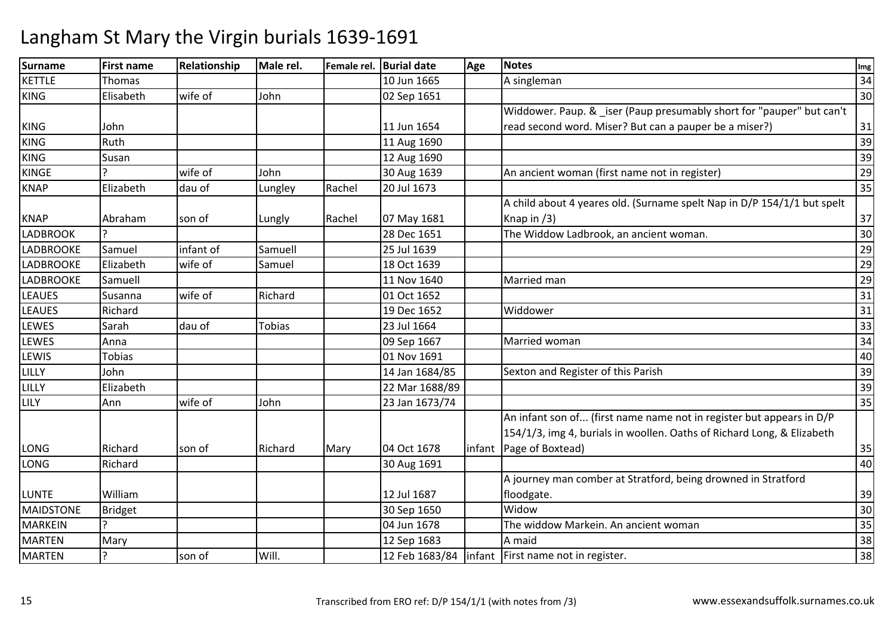# Langham St Mary the Virgin burials 1639-1691

| Surname | First name | Relationship | Male rel. | Female rel. | Burial date | Age | Notes | Img |
|---|---|---|---|---|---|---|---|---|
| KETTLE | Thomas | | | | 10 Jun 1665 | | A singleman | 34 |
| KING | Elisabeth | wife of | John | | 02 Sep 1651 | | | 30 |
| KING | John | | | | 11 Jun 1654 | | Widdower. Paup. & _iser (Paup presumably short for "pauper" but can't read second word. Miser? But can a pauper be a miser?) | 31 |
| KING | Ruth | | | | 11 Aug 1690 | | | 39 |
| KING | Susan | | | | 12 Aug 1690 | | | 39 |
| KINGE | ? | wife of | John | | 30 Aug 1639 | | An ancient woman (first name not in register) | 29 |
| KNAP | Elizabeth | dau of | Lungley | Rachel | 20 Jul 1673 | | | 35 |
| KNAP | Abraham | son of | Lungly | Rachel | 07 May 1681 | | A child about 4 yeares old. (Surname spelt Nap in D/P 154/1/1 but spelt Knap in /3) | 37 |
| LADBROOK | ? | | | | 28 Dec 1651 | | The Widdow Ladbrook, an ancient woman. | 30 |
| LADBROOKE | Samuel | infant of | Samuell | | 25 Jul 1639 | | | 29 |
| LADBROOKE | Elizabeth | wife of | Samuel | | 18 Oct 1639 | | | 29 |
| LADBROOKE | Samuell | | | | 11 Nov 1640 | | Married man | 29 |
| LEAUES | Susanna | wife of | Richard | | 01 Oct 1652 | | | 31 |
| LEAUES | Richard | | | | 19 Dec 1652 | | Widdower | 31 |
| LEWES | Sarah | dau of | Tobias | | 23 Jul 1664 | | | 33 |
| LEWES | Anna | | | | 09 Sep 1667 | | Married woman | 34 |
| LEWIS | Tobias | | | | 01 Nov 1691 | | | 40 |
| LILLY | John | | | | 14 Jan 1684/85 | | Sexton and Register of this Parish | 39 |
| LILLY | Elizabeth | | | | 22 Mar 1688/89 | | | 39 |
| LILY | Ann | wife of | John | | 23 Jan 1673/74 | | | 35 |
| LONG | Richard | son of | Richard | Mary | 04 Oct 1678 | infant | An infant son of... (first name name not in register but appears in D/P 154/1/3, img 4, burials in woollen. Oaths of Richard Long, & Elizabeth Page of Boxtead) | 35 |
| LONG | Richard | | | | 30 Aug 1691 | | | 40 |
| LUNTE | William | | | | 12 Jul 1687 | | A journey man comber at Stratford, being drowned in Stratford floodgate. | 39 |
| MAIDSTONE | Bridget | | | | 30 Sep 1650 | | Widow | 30 |
| MARKEIN | ? | | | | 04 Jun 1678 | | The widdow Markein. An ancient woman | 35 |
| MARTEN | Mary | | | | 12 Sep 1683 | | A maid | 38 |
| MARTEN | ? | son of | Will. | | 12 Feb 1683/84 | infant | First name not in register. | 38 |

Transcribed from ERO ref: D/P 154/1/1 (with notes from /3)

www.essexandsuffolk.surnames.co.uk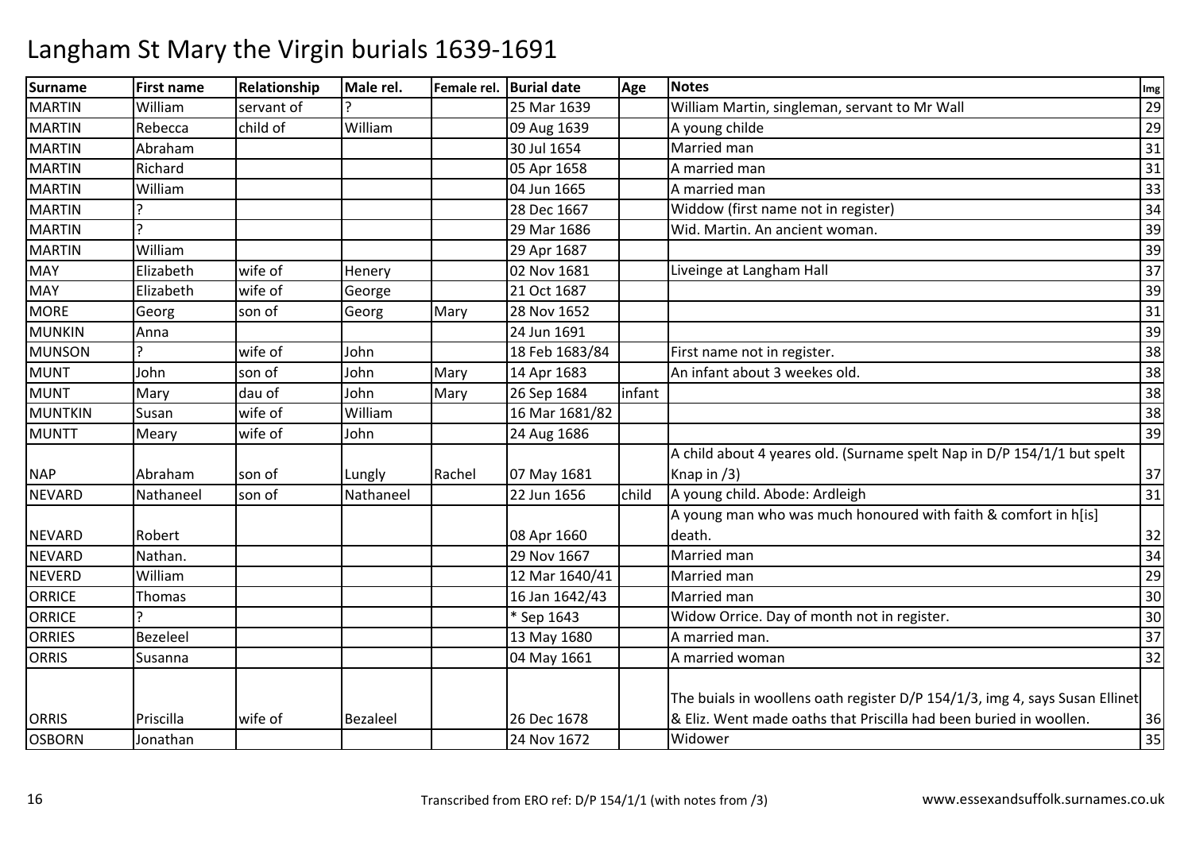# Langham St Mary the Virgin burials 1639-1691

| Surname | First name | Relationship | Male rel. | Female rel. | Burial date | Age | Notes | Img |
|---|---|---|---|---|---|---|---|---|
| MARTIN | William | servant of | ? | | 25 Mar 1639 | | William Martin, singleman, servant to Mr Wall | 29 |
| MARTIN | Rebecca | child of | William | | 09 Aug 1639 | | A young childe | 29 |
| MARTIN | Abraham | | | | 30 Jul 1654 | | Married man | 31 |
| MARTIN | Richard | | | | 05 Apr 1658 | | A married man | 31 |
| MARTIN | William | | | | 04 Jun 1665 | | A married man | 33 |
| MARTIN | ? | | | | 28 Dec 1667 | | Widdow (first name not in register) | 34 |
| MARTIN | ? | | | | 29 Mar 1686 | | Wid. Martin. An ancient woman. | 39 |
| MARTIN | William | | | | 29 Apr 1687 | | | 39 |
| MAY | Elizabeth | wife of | Henery | | 02 Nov 1681 | | Liveinge at Langham Hall | 37 |
| MAY | Elizabeth | wife of | George | | 21 Oct 1687 | | | 39 |
| MORE | Georg | son of | Georg | Mary | 28 Nov 1652 | | | 31 |
| MUNKIN | Anna | | | | 24 Jun 1691 | | | 39 |
| MUNSON | ? | wife of | John | | 18 Feb 1683/84 | | First name not in register. | 38 |
| MUNT | John | son of | John | Mary | 14 Apr 1683 | | An infant about 3 weekes old. | 38 |
| MUNT | Mary | dau of | John | Mary | 26 Sep 1684 | infant | | 38 |
| MUNTKIN | Susan | wife of | William | | 16 Mar 1681/82 | | | 38 |
| MUNTT | Meary | wife of | John | | 24 Aug 1686 | | | 39 |
| NAP | Abraham | son of | Lungly | Rachel | 07 May 1681 | | A child about 4 yeares old. (Surname spelt Nap in D/P 154/1/1 but spelt Knap in /3) | 37 |
| NEVARD | Nathaneel | son of | Nathaneel | | 22 Jun 1656 | child | A young child. Abode: Ardleigh | 31 |
| NEVARD | Robert | | | | 08 Apr 1660 | | A young man who was much honoured with faith & comfort in h[is] death. | 32 |
| NEVARD | Nathan. | | | | 29 Nov 1667 | | Married man | 34 |
| NEVERD | William | | | | 12 Mar 1640/41 | | Married man | 29 |
| ORRICE | Thomas | | | | 16 Jan 1642/43 | | Married man | 30 |
| ORRICE | ? | | | | * Sep 1643 | | Widow Orrice. Day of month not in register. | 30 |
| ORRIES | Bezeleel | | | | 13 May 1680 | | A married man. | 37 |
| ORRIS | Susanna | | | | 04 May 1661 | | A married woman | 32 |
| ORRIS | Priscilla | wife of | Bezaleel | | 26 Dec 1678 | | The buials in woollens oath register D/P 154/1/3, img 4, says Susan Ellinet & Eliz. Went made oaths that Priscilla had been buried in woollen. | 36 |
| OSBORN | Jonathan | | | | 24 Nov 1672 | | Widower | 35 |

Transcribed from ERO ref: D/P 154/1/1 (with notes from /3)

www.essexandsuffolk.surnames.co.uk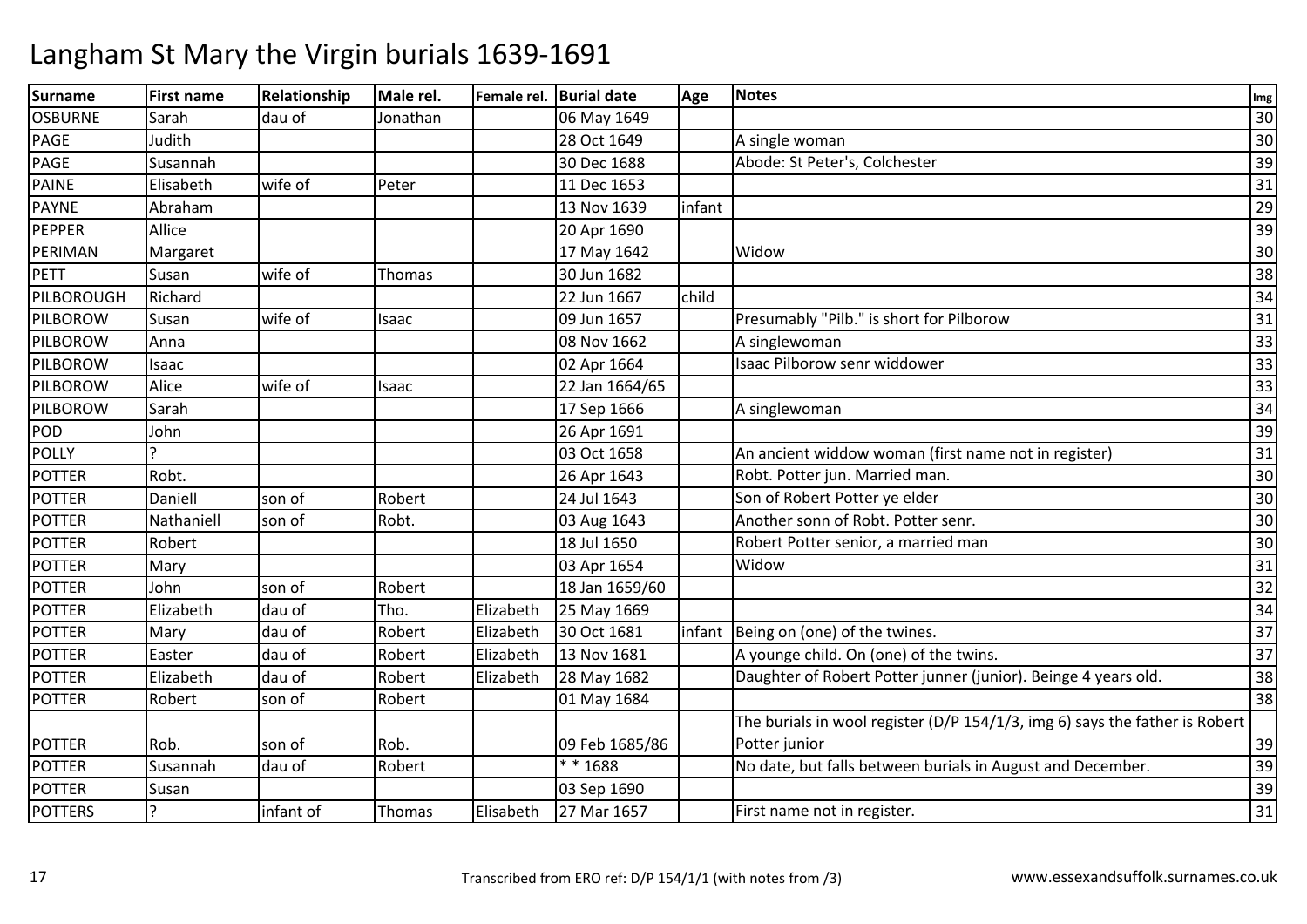# Langham St Mary the Virgin burials 1639-1691

| Surname | First name | Relationship | Male rel. | Female rel. | Burial date | Age | Notes | Img |
|---|---|---|---|---|---|---|---|---|
| OSBURNE | Sarah | dau of | Jonathan | | 06 May 1649 | | | 30 |
| PAGE | Judith | | | | 28 Oct 1649 | | A single woman | 30 |
| PAGE | Susannah | | | | 30 Dec 1688 | | Abode: St Peter's, Colchester | 39 |
| PAINE | Elisabeth | wife of | Peter | | 11 Dec 1653 | | | 31 |
| PAYNE | Abraham | | | | 13 Nov 1639 | infant | | 29 |
| PEPPER | Allice | | | | 20 Apr 1690 | | | 39 |
| PERIMAN | Margaret | | | | 17 May 1642 | | Widow | 30 |
| PETT | Susan | wife of | Thomas | | 30 Jun 1682 | | | 38 |
| PILBOROUGH | Richard | | | | 22 Jun 1667 | child | | 34 |
| PILBOROW | Susan | wife of | Isaac | | 09 Jun 1657 | | Presumably "Pilb." is short for Pilborow | 31 |
| PILBOROW | Anna | | | | 08 Nov 1662 | | A singlewoman | 33 |
| PILBOROW | Isaac | | | | 02 Apr 1664 | | Isaac Pilborow senr widdower | 33 |
| PILBOROW | Alice | wife of | Isaac | | 22 Jan 1664/65 | | | 33 |
| PILBOROW | Sarah | | | | 17 Sep 1666 | | A singlewoman | 34 |
| POD | John | | | | 26 Apr 1691 | | | 39 |
| POLLY | ? | | | | 03 Oct 1658 | | An ancient widdow woman (first name not in register) | 31 |
| POTTER | Robt. | | | | 26 Apr 1643 | | Robt. Potter jun. Married man. | 30 |
| POTTER | Daniell | son of | Robert | | 24 Jul 1643 | | Son of Robert Potter ye elder | 30 |
| POTTER | Nathaniell | son of | Robt. | | 03 Aug 1643 | | Another sonn of Robt. Potter senr. | 30 |
| POTTER | Robert | | | | 18 Jul 1650 | | Robert Potter senior, a married man | 30 |
| POTTER | Mary | | | | 03 Apr 1654 | | Widow | 31 |
| POTTER | John | son of | Robert | | 18 Jan 1659/60 | | | 32 |
| POTTER | Elizabeth | dau of | Tho. | Elizabeth | 25 May 1669 | | | 34 |
| POTTER | Mary | dau of | Robert | Elizabeth | 30 Oct 1681 | infant | Being on (one) of the twines. | 37 |
| POTTER | Easter | dau of | Robert | Elizabeth | 13 Nov 1681 | | A younge child. On (one) of the twins. | 37 |
| POTTER | Elizabeth | dau of | Robert | Elizabeth | 28 May 1682 | | Daughter of Robert Potter junner (junior). Beinge 4 years old. | 38 |
| POTTER | Robert | son of | Robert | | 01 May 1684 | | | 38 |
| POTTER | Rob. | son of | Rob. | | 09 Feb 1685/86 | | The burials in wool register (D/P 154/1/3, img 6) says the father is Robert Potter junior | 39 |
| POTTER | Susannah | dau of | Robert | | * * 1688 | | No date, but falls between burials in August and December. | 39 |
| POTTER | Susan | | | | 03 Sep 1690 | | | 39 |
| POTTERS | ? | infant of | Thomas | Elisabeth | 27 Mar 1657 | | First name not in register. | 31 |

Transcribed from ERO ref: D/P 154/1/1 (with notes from /3)

www.essexandsuffolk.surnames.co.uk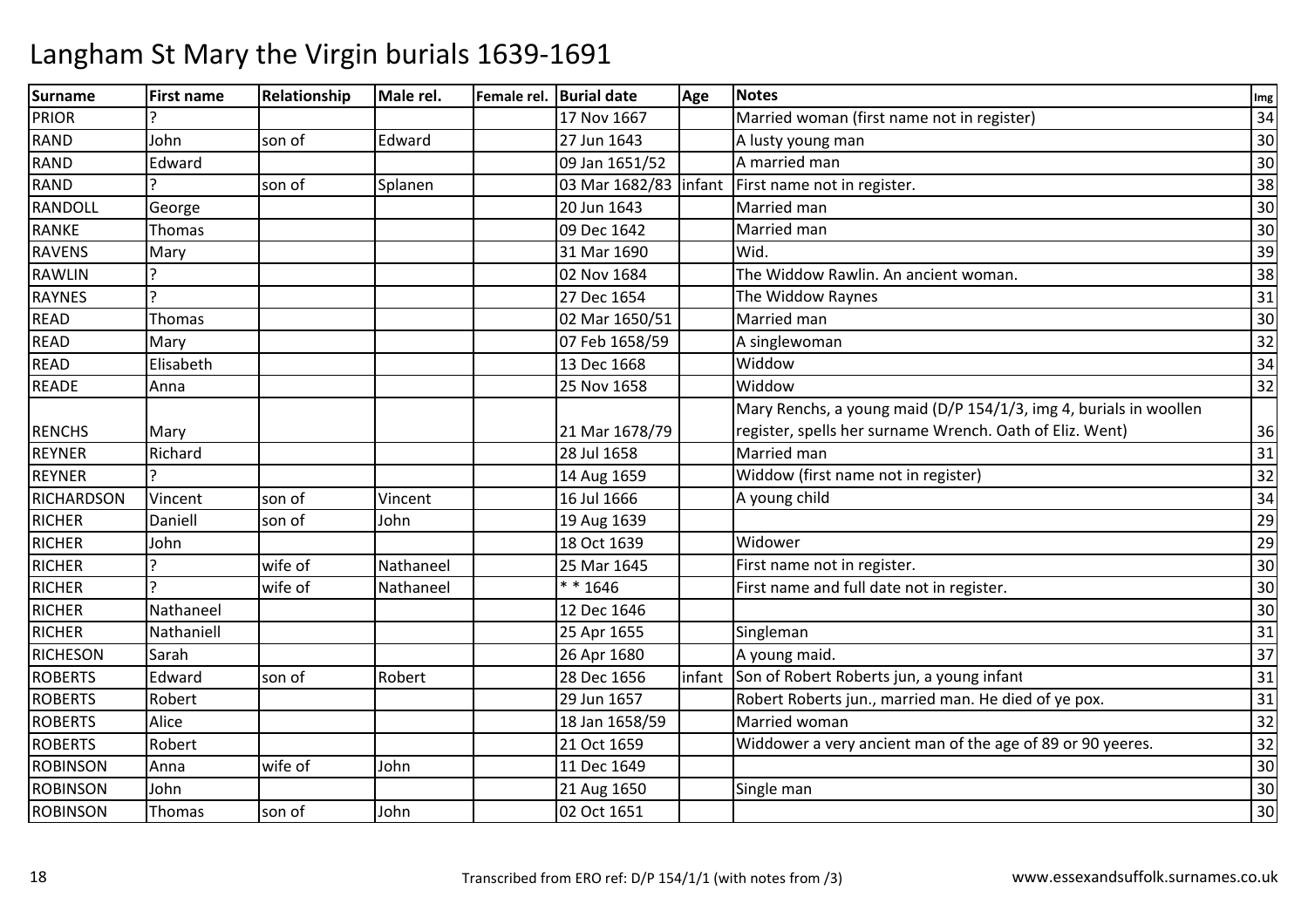# Langham St Mary the Virgin burials 1639-1691

| Surname | First name | Relationship | Male rel. | Female rel. | Burial date | Age | Notes | Img |
|---|---|---|---|---|---|---|---|---|
| PRIOR | ? | | | | 17 Nov 1667 | | Married woman (first name not in register) | 34 |
| RAND | John | son of | Edward | | 27 Jun 1643 | | A lusty young man | 30 |
| RAND | Edward | | | | 09 Jan 1651/52 | | A married man | 30 |
| RAND | ? | son of | Splanen | | 03 Mar 1682/83 | infant | First name not in register. | 38 |
| RANDOLL | George | | | | 20 Jun 1643 | | Married man | 30 |
| RANKE | Thomas | | | | 09 Dec 1642 | | Married man | 30 |
| RAVENS | Mary | | | | 31 Mar 1690 | | Wid. | 39 |
| RAWLIN | ? | | | | 02 Nov 1684 | | The Widdow Rawlin. An ancient woman. | 38 |
| RAYNES | ? | | | | 27 Dec 1654 | | The Widdow Raynes | 31 |
| READ | Thomas | | | | 02 Mar 1650/51 | | Married man | 30 |
| READ | Mary | | | | 07 Feb 1658/59 | | A singlewoman | 32 |
| READ | Elisabeth | | | | 13 Dec 1668 | | Widdow | 34 |
| READE | Anna | | | | 25 Nov 1658 | | Widdow | 32 |
| RENCHS | Mary | | | | 21 Mar 1678/79 | | Mary Renchs, a young maid (D/P 154/1/3, img 4, burials in woollen register, spells her surname Wrench. Oath of Eliz. Went) | 36 |
| REYNER | Richard | | | | 28 Jul 1658 | | Married man | 31 |
| REYNER | ? | | | | 14 Aug 1659 | | Widdow (first name not in register) | 32 |
| RICHARDSON | Vincent | son of | Vincent | | 16 Jul 1666 | | A young child | 34 |
| RICHER | Daniell | son of | John | | 19 Aug 1639 | | | 29 |
| RICHER | John | | | | 18 Oct 1639 | | Widower | 29 |
| RICHER | ? | wife of | Nathaneel | | 25 Mar 1645 | | First name not in register. | 30 |
| RICHER | ? | wife of | Nathaneel | | * * 1646 | | First name and full date not in register. | 30 |
| RICHER | Nathaneel | | | | 12 Dec 1646 | | | 30 |
| RICHER | Nathaniell | | | | 25 Apr 1655 | | Singleman | 31 |
| RICHESON | Sarah | | | | 26 Apr 1680 | | A young maid. | 37 |
| ROBERTS | Edward | son of | Robert | | 28 Dec 1656 | infant | Son of Robert Roberts jun, a young infant | 31 |
| ROBERTS | Robert | | | | 29 Jun 1657 | | Robert Roberts jun., married man. He died of ye pox. | 31 |
| ROBERTS | Alice | | | | 18 Jan 1658/59 | | Married woman | 32 |
| ROBERTS | Robert | | | | 21 Oct 1659 | | Widdower a very ancient man of the age of 89 or 90 yeeres. | 32 |
| ROBINSON | Anna | wife of | John | | 11 Dec 1649 | | | 30 |
| ROBINSON | John | | | | 21 Aug 1650 | | Single man | 30 |
| ROBINSON | Thomas | son of | John | | 02 Oct 1651 | | | 30 |

Transcribed from ERO ref: D/P 154/1/1 (with notes from /3)

www.essexandsuffolk.surnames.co.uk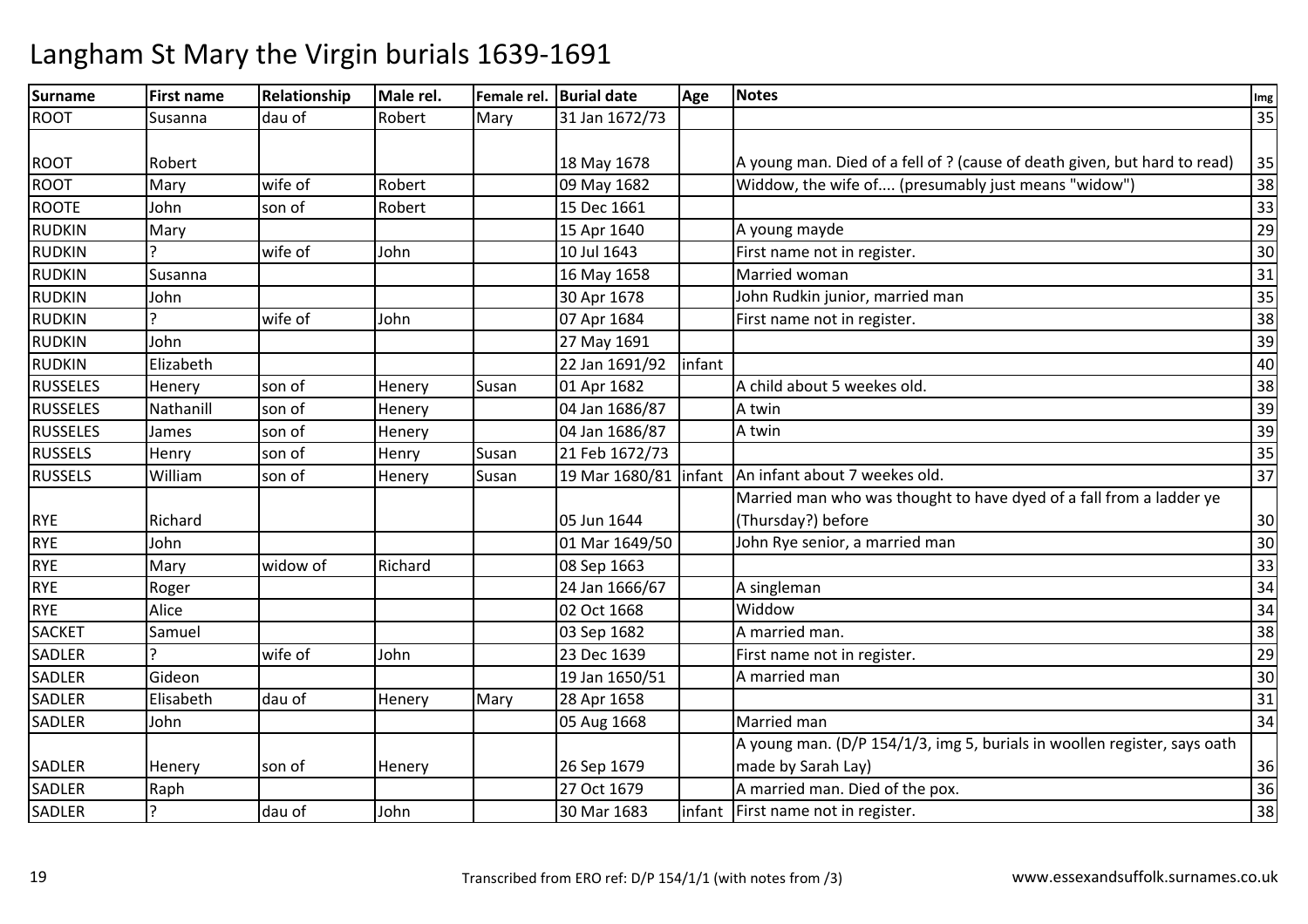# Langham St Mary the Virgin burials 1639-1691

| Surname | First name | Relationship | Male rel. | Female rel. | Burial date | Age | Notes | Img |
|---|---|---|---|---|---|---|---|---|
| ROOT | Susanna | dau of | Robert | Mary | 31 Jan 1672/73 | | | 35 |
| ROOT | Robert | | | | 18 May 1678 | | A young man. Died of a fell of ? (cause of death given, but hard to read) | 35 |
| ROOT | Mary | wife of | Robert | | 09 May 1682 | | Widdow, the wife of.... (presumably just means "widow") | 38 |
| ROOTE | John | son of | Robert | | 15 Dec 1661 | | | 33 |
| RUDKIN | Mary | | | | 15 Apr 1640 | | A young mayde | 29 |
| RUDKIN | ? | wife of | John | | 10 Jul 1643 | | First name not in register. | 30 |
| RUDKIN | Susanna | | | | 16 May 1658 | | Married woman | 31 |
| RUDKIN | John | | | | 30 Apr 1678 | | John Rudkin junior, married man | 35 |
| RUDKIN | ? | wife of | John | | 07 Apr 1684 | | First name not in register. | 38 |
| RUDKIN | John | | | | 27 May 1691 | | | 39 |
| RUDKIN | Elizabeth | | | | 22 Jan 1691/92 | infant | | 40 |
| RUSSELES | Henery | son of | Henery | Susan | 01 Apr 1682 | | A child about 5 weekes old. | 38 |
| RUSSELES | Nathanill | son of | Henery | | 04 Jan 1686/87 | | A twin | 39 |
| RUSSELES | James | son of | Henery | | 04 Jan 1686/87 | | A twin | 39 |
| RUSSELS | Henry | son of | Henry | Susan | 21 Feb 1672/73 | | | 35 |
| RUSSELS | William | son of | Henery | Susan | 19 Mar 1680/81 | infant | An infant about 7 weekes old. | 37 |
| RYE | Richard | | | | 05 Jun 1644 | | Married man who was thought to have dyed of a fall from a ladder ye (Thursday?) before | 30 |
| RYE | John | | | | 01 Mar 1649/50 | | John Rye senior, a married man | 30 |
| RYE | Mary | widow of | Richard | | 08 Sep 1663 | | | 33 |
| RYE | Roger | | | | 24 Jan 1666/67 | | A singleman | 34 |
| RYE | Alice | | | | 02 Oct 1668 | | Widdow | 34 |
| SACKET | Samuel | | | | 03 Sep 1682 | | A married man. | 38 |
| SADLER | ? | wife of | John | | 23 Dec 1639 | | First name not in register. | 29 |
| SADLER | Gideon | | | | 19 Jan 1650/51 | | A married man | 30 |
| SADLER | Elisabeth | dau of | Henery | Mary | 28 Apr 1658 | | | 31 |
| SADLER | John | | | | 05 Aug 1668 | | Married man | 34 |
| SADLER | Henery | son of | Henery | | 26 Sep 1679 | | A young man. (D/P 154/1/3, img 5, burials in woollen register, says oath made by Sarah Lay) | 36 |
| SADLER | Raph | | | | 27 Oct 1679 | | A married man. Died of the pox. | 36 |
| SADLER | ? | dau of | John | | 30 Mar 1683 | infant | First name not in register. | 38 |

Transcribed from ERO ref: D/P 154/1/1 (with notes from /3)

www.essexandsuffolk.surnames.co.uk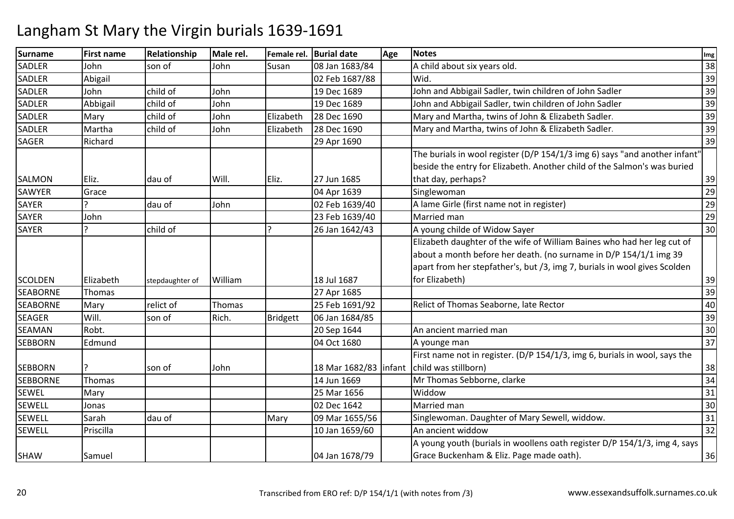# Langham St Mary the Virgin burials 1639-1691

| Surname | First name | Relationship | Male rel. | Female rel. | Burial date | Age | Notes | Img |
|---|---|---|---|---|---|---|---|---|
| SADLER | John | son of | John | Susan | 08 Jan 1683/84 | | A child about six years old. | 38 |
| SADLER | Abigail | | | | 02 Feb 1687/88 | | Wid. | 39 |
| SADLER | John | child of | John | | 19 Dec 1689 | | John and Abbigail Sadler, twin children of John Sadler | 39 |
| SADLER | Abbigail | child of | John | | 19 Dec 1689 | | John and Abbigail Sadler, twin children of John Sadler | 39 |
| SADLER | Mary | child of | John | Elizabeth | 28 Dec 1690 | | Mary and Martha, twins of John & Elizabeth Sadler. | 39 |
| SADLER | Martha | child of | John | Elizabeth | 28 Dec 1690 | | Mary and Martha, twins of John & Elizabeth Sadler. | 39 |
| SAGER | Richard | | | | 29 Apr 1690 | | | 39 |
| SALMON | Eliz. | dau of | Will. | Eliz. | 27 Jun 1685 | | The burials in wool register (D/P 154/1/3 img 6) says "and another infant" beside the entry for Elizabeth. Another child of the Salmon's was buried that day, perhaps? | 39 |
| SAWYER | Grace | | | | 04 Apr 1639 | | Singlewoman | 29 |
| SAYER | ? | dau of | John | | 02 Feb 1639/40 | | A lame Girle (first name not in register) | 29 |
| SAYER | John | | | | 23 Feb 1639/40 | | Married man | 29 |
| SAYER | ? | child of | | ? | 26 Jan 1642/43 | | A young childe of Widow Sayer | 30 |
| SCOLDEN | Elizabeth | stepdaughter of | William | | 18 Jul 1687 | | Elizabeth daughter of the wife of William Baines who had her leg cut of about a month before her death. (no surname in D/P 154/1/1 img 39 apart from her stepfather's, but /3, img 7, burials in wool gives Scolden for Elizabeth) | 39 |
| SEABORNE | Thomas | | | | 27 Apr 1685 | | | 39 |
| SEABORNE | Mary | relict of | Thomas | | 25 Feb 1691/92 | | Relict of Thomas Seaborne, late Rector | 40 |
| SEAGER | Will. | son of | Rich. | Bridgett | 06 Jan 1684/85 | | | 39 |
| SEAMAN | Robt. | | | | 20 Sep 1644 | | An ancient married man | 30 |
| SEBBORN | Edmund | | | | 04 Oct 1680 | | A younge man | 37 |
| SEBBORN | ? | son of | John | | 18 Mar 1682/83 | infant | First name not in register. (D/P 154/1/3, img 6, burials in wool, says the child was stillborn) | 38 |
| SEBBORNE | Thomas | | | | 14 Jun 1669 | | Mr Thomas Sebborne, clarke | 34 |
| SEWEL | Mary | | | | 25 Mar 1656 | | Widdow | 31 |
| SEWELL | Jonas | | | | 02 Dec 1642 | | Married man | 30 |
| SEWELL | Sarah | dau of | | Mary | 09 Mar 1655/56 | | Singlewoman. Daughter of Mary Sewell, widdow. | 31 |
| SEWELL | Priscilla | | | | 10 Jan 1659/60 | | An ancient widdow | 32 |
| SHAW | Samuel | | | | 04 Jan 1678/79 | | A young youth (burials in woollens oath register D/P 154/1/3, img 4, says Grace Buckenham & Eliz. Page made oath). | 36 |

Transcribed from ERO ref: D/P 154/1/1 (with notes from /3)

www.essexandsuffolk.surnames.co.uk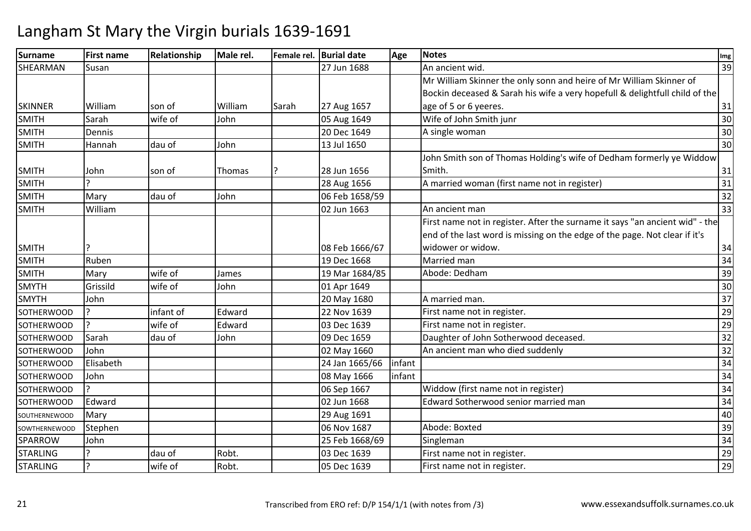# Langham St Mary the Virgin burials 1639-1691

| Surname | First name | Relationship | Male rel. | Female rel. | Burial date | Age | Notes | Img |
|---|---|---|---|---|---|---|---|---|
| SHEARMAN | Susan | | | | 27 Jun 1688 | | An ancient wid. | 39 |
| SKINNER | William | son of | William | Sarah | 27 Aug 1657 | | Mr William Skinner the only sonn and heire of Mr William Skinner of Bockin deceased & Sarah his wife a very hopefull & delightfull child of the age of 5 or 6 yeeres. | 31 |
| SMITH | Sarah | wife of | John | | 05 Aug 1649 | | Wife of John Smith junr | 30 |
| SMITH | Dennis | | | | 20 Dec 1649 | | A single woman | 30 |
| SMITH | Hannah | dau of | John | | 13 Jul 1650 | | | 30 |
| SMITH | John | son of | Thomas | ? | 28 Jun 1656 | | John Smith son of Thomas Holding's wife of Dedham formerly ye Widdow Smith. | 31 |
| SMITH | ? | | | | 28 Aug 1656 | | A married woman (first name not in register) | 31 |
| SMITH | Mary | dau of | John | | 06 Feb 1658/59 | | | 32 |
| SMITH | William | | | | 02 Jun 1663 | | An ancient man | 33 |
| SMITH | ? | | | | 08 Feb 1666/67 | | First name not in register. After the surname it says "an ancient wid" - the end of the last word is missing on the edge of the page. Not clear if it's widower or widow. | 34 |
| SMITH | Ruben | | | | 19 Dec 1668 | | Married man | 34 |
| SMITH | Mary | wife of | James | | 19 Mar 1684/85 | | Abode: Dedham | 39 |
| SMYTH | Grissild | wife of | John | | 01 Apr 1649 | | | 30 |
| SMYTH | John | | | | 20 May 1680 | | A married man. | 37 |
| SOTHERWOOD | ? | infant of | Edward | | 22 Nov 1639 | | First name not in register. | 29 |
| SOTHERWOOD | ? | wife of | Edward | | 03 Dec 1639 | | First name not in register. | 29 |
| SOTHERWOOD | Sarah | dau of | John | | 09 Dec 1659 | | Daughter of John Sotherwood deceased. | 32 |
| SOTHERWOOD | John | | | | 02 May 1660 | | An ancient man who died suddenly | 32 |
| SOTHERWOOD | Elisabeth | | | | 24 Jan 1665/66 | infant | | 34 |
| SOTHERWOOD | John | | | | 08 May 1666 | infant | | 34 |
| SOTHERWOOD | ? | | | | 06 Sep 1667 | | Widdow (first name not in register) | 34 |
| SOTHERWOOD | Edward | | | | 02 Jun 1668 | | Edward Sotherwood senior married man | 34 |
| SOUTHERNEWOOD | Mary | | | | 29 Aug 1691 | | | 40 |
| SOWTHERNEWOOD | Stephen | | | | 06 Nov 1687 | | Abode: Boxted | 39 |
| SPARROW | John | | | | 25 Feb 1668/69 | | Singleman | 34 |
| STARLING | ? | dau of | Robt. | | 03 Dec 1639 | | First name not in register. | 29 |
| STARLING | ? | wife of | Robt. | | 05 Dec 1639 | | First name not in register. | 29 |

Transcribed from ERO ref: D/P 154/1/1 (with notes from /3)

www.essexandsuffolk.surnames.co.uk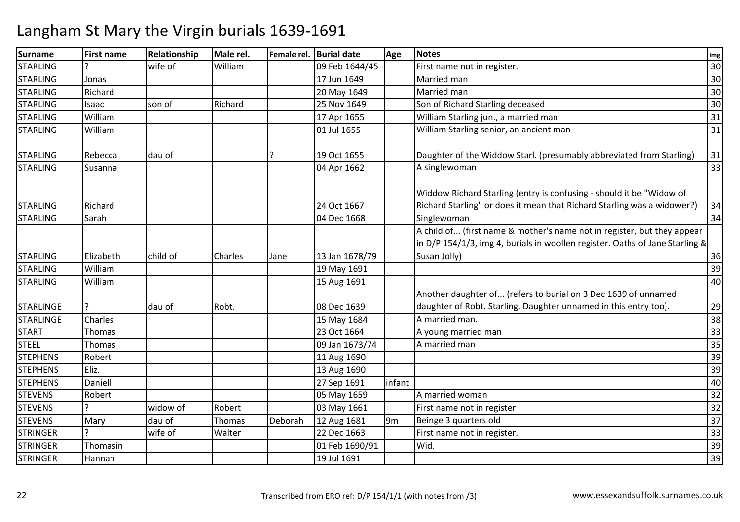# Langham St Mary the Virgin burials 1639-1691

| Surname | First name | Relationship | Male rel. | Female rel. | Burial date | Age | Notes | Img |
|---|---|---|---|---|---|---|---|---|
| STARLING | ? | wife of | William | | 09 Feb 1644/45 | | First name not in register. | 30 |
| STARLING | Jonas | | | | 17 Jun 1649 | | Married man | 30 |
| STARLING | Richard | | | | 20 May 1649 | | Married man | 30 |
| STARLING | Isaac | son of | Richard | | 25 Nov 1649 | | Son of Richard Starling deceased | 30 |
| STARLING | William | | | | 17 Apr 1655 | | William Starling jun., a married man | 31 |
| STARLING | William | | | | 01 Jul 1655 | | William Starling senior, an ancient man | 31 |
| STARLING | Rebecca | dau of | | ? | 19 Oct 1655 | | Daughter of the Widdow Starl. (presumably abbreviated from Starling) | 31 |
| STARLING | Susanna | | | | 04 Apr 1662 | | A singlewoman | 33 |
| STARLING | Richard | | | | 24 Oct 1667 | | Widdow Richard Starling (entry is confusing - should it be "Widow of Richard Starling" or does it mean that Richard Starling was a widower?) | 34 |
| STARLING | Sarah | | | | 04 Dec 1668 | | Singlewoman | 34 |
| STARLING | Elizabeth | child of | Charles | Jane | 13 Jan 1678/79 | | A child of... (first name & mother's name not in register, but they appear in D/P 154/1/3, img 4, burials in woollen register. Oaths of Jane Starling & Susan Jolly) | 36 |
| STARLING | William | | | | 19 May 1691 | | | 39 |
| STARLING | William | | | | 15 Aug 1691 | | | 40 |
| STARLINGE | ? | dau of | Robt. | | 08 Dec 1639 | | Another daughter of... (refers to burial on 3 Dec 1639 of unnamed daughter of Robt. Starling. Daughter unnamed in this entry too). | 29 |
| STARLINGE | Charles | | | | 15 May 1684 | | A married man. | 38 |
| START | Thomas | | | | 23 Oct 1664 | | A young married man | 33 |
| STEEL | Thomas | | | | 09 Jan 1673/74 | | A married man | 35 |
| STEPHENS | Robert | | | | 11 Aug 1690 | | | 39 |
| STEPHENS | Eliz. | | | | 13 Aug 1690 | | | 39 |
| STEPHENS | Daniell | | | | 27 Sep 1691 | infant | | 40 |
| STEVENS | Robert | | | | 05 May 1659 | | A married woman | 32 |
| STEVENS | ? | widow of | Robert | | 03 May 1661 | | First name not in register | 32 |
| STEVENS | Mary | dau of | Thomas | Deborah | 12 Aug 1681 | 9m | Beinge 3 quarters old | 37 |
| STRINGER | ? | wife of | Walter | | 22 Dec 1663 | | First name not in register. | 33 |
| STRINGER | Thomasin | | | | 01 Feb 1690/91 | | Wid. | 39 |
| STRINGER | Hannah | | | | 19 Jul 1691 | | | 39 |

Transcribed from ERO ref: D/P 154/1/1 (with notes from /3)

www.essexandsuffolk.surnames.co.uk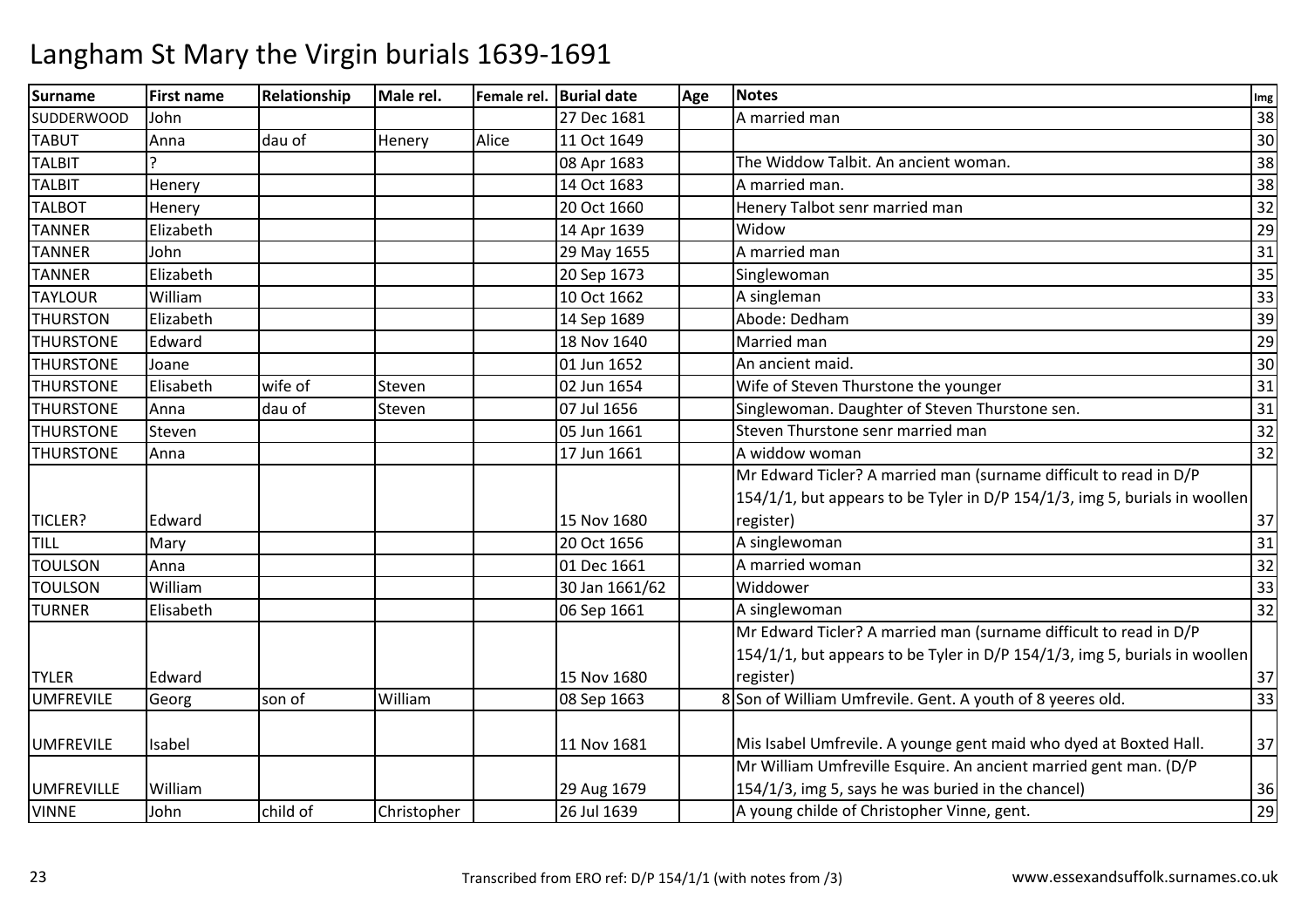# Langham St Mary the Virgin burials 1639-1691

| Surname | First name | Relationship | Male rel. | Female rel. | Burial date | Age | Notes | Img |
|---|---|---|---|---|---|---|---|---|
| SUDDERWOOD | John | | | | 27 Dec 1681 | | A married man | 38 |
| TABUT | Anna | dau of | Henery | Alice | 11 Oct 1649 | | | 30 |
| TALBIT | ? | | | | 08 Apr 1683 | | The Widdow Talbit. An ancient woman. | 38 |
| TALBIT | Henery | | | | 14 Oct 1683 | | A married man. | 38 |
| TALBOT | Henery | | | | 20 Oct 1660 | | Henery Talbot senr married man | 32 |
| TANNER | Elizabeth | | | | 14 Apr 1639 | | Widow | 29 |
| TANNER | John | | | | 29 May 1655 | | A married man | 31 |
| TANNER | Elizabeth | | | | 20 Sep 1673 | | Singlewoman | 35 |
| TAYLOUR | William | | | | 10 Oct 1662 | | A singleman | 33 |
| THURSTON | Elizabeth | | | | 14 Sep 1689 | | Abode: Dedham | 39 |
| THURSTONE | Edward | | | | 18 Nov 1640 | | Married man | 29 |
| THURSTONE | Joane | | | | 01 Jun 1652 | | An ancient maid. | 30 |
| THURSTONE | Elisabeth | wife of | Steven | | 02 Jun 1654 | | Wife of Steven Thurstone the younger | 31 |
| THURSTONE | Anna | dau of | Steven | | 07 Jul 1656 | | Singlewoman. Daughter of Steven Thurstone sen. | 31 |
| THURSTONE | Steven | | | | 05 Jun 1661 | | Steven Thurstone senr married man | 32 |
| THURSTONE | Anna | | | | 17 Jun 1661 | | A widdow woman | 32 |
| TICLER? | Edward | | | | 15 Nov 1680 | | Mr Edward Ticler? A married man (surname difficult to read in D/P 154/1/1, but appears to be Tyler in D/P 154/1/3, img 5, burials in woollen register) | 37 |
| TILL | Mary | | | | 20 Oct 1656 | | A singlewoman | 31 |
| TOULSON | Anna | | | | 01 Dec 1661 | | A married woman | 32 |
| TOULSON | William | | | | 30 Jan 1661/62 | | Widdower | 33 |
| TURNER | Elisabeth | | | | 06 Sep 1661 | | A singlewoman | 32 |
| TYLER | Edward | | | | 15 Nov 1680 | | Mr Edward Ticler? A married man (surname difficult to read in D/P 154/1/1, but appears to be Tyler in D/P 154/1/3, img 5, burials in woollen register) | 37 |
| UMFREVILE | Georg | son of | William | | 08 Sep 1663 | 8 | Son of William Umfrevile. Gent. A youth of 8 yeeres old. | 33 |
| UMFREVILE | Isabel | | | | 11 Nov 1681 | | Mis Isabel Umfrevile. A younge gent maid who dyed at Boxted Hall. | 37 |
| UMFREVILLE | William | | | | 29 Aug 1679 | | Mr William Umfreville Esquire. An ancient married gent man. (D/P 154/1/3, img 5, says he was buried in the chancel) | 36 |
| VINNE | John | child of | Christopher | | 26 Jul 1639 | | A young childe of Christopher Vinne, gent. | 29 |

Transcribed from ERO ref: D/P 154/1/1 (with notes from /3)

www.essexandsuffolk.surnames.co.uk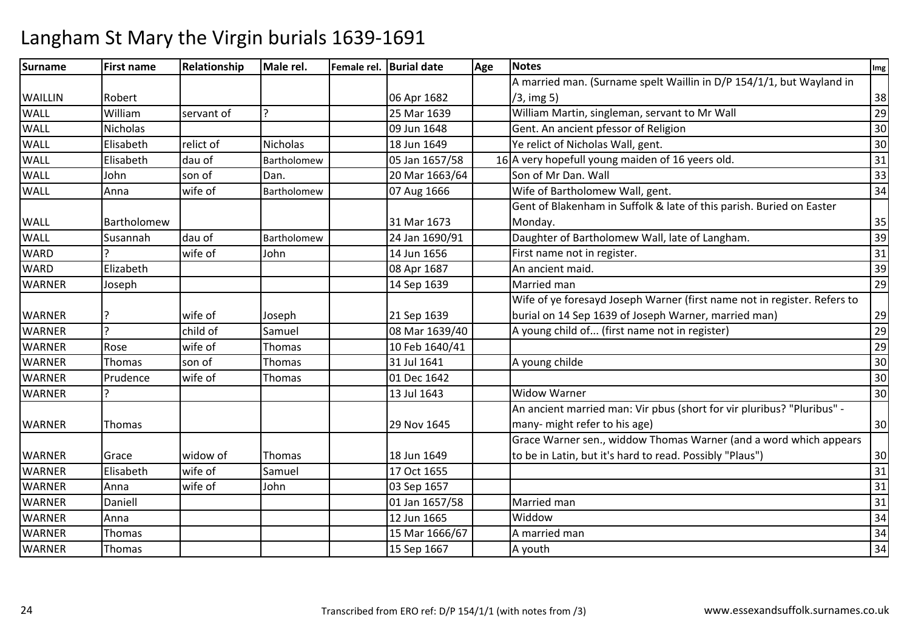# Langham St Mary the Virgin burials 1639-1691

| Surname | First name | Relationship | Male rel. | Female rel. | Burial date | Age | Notes | Img |
|---|---|---|---|---|---|---|---|---|
| WAILLIN | Robert | | | | 06 Apr 1682 | | A married man. (Surname spelt Waillin in D/P 154/1/1, but Wayland in /3, img 5) | 38 |
| WALL | William | servant of | ? | | 25 Mar 1639 | | William Martin, singleman, servant to Mr Wall | 29 |
| WALL | Nicholas | | | | 09 Jun 1648 | | Gent. An ancient pfessor of Religion | 30 |
| WALL | Elisabeth | relict of | Nicholas | | 18 Jun 1649 | | Ye relict of Nicholas Wall, gent. | 30 |
| WALL | Elisabeth | dau of | Bartholomew | | 05 Jan 1657/58 | 16 | A very hopefull young maiden of 16 yeers old. | 31 |
| WALL | John | son of | Dan. | | 20 Mar 1663/64 | | Son of Mr Dan. Wall | 33 |
| WALL | Anna | wife of | Bartholomew | | 07 Aug 1666 | | Wife of Bartholomew Wall, gent. | 34 |
| WALL | Bartholomew | | | | 31 Mar 1673 | | Gent of Blakenham in Suffolk & late of this parish. Buried on Easter Monday. | 35 |
| WALL | Susannah | dau of | Bartholomew | | 24 Jan 1690/91 | | Daughter of Bartholomew Wall, late of Langham. | 39 |
| WARD | ? | wife of | John | | 14 Jun 1656 | | First name not in register. | 31 |
| WARD | Elizabeth | | | | 08 Apr 1687 | | An ancient maid. | 39 |
| WARNER | Joseph | | | | 14 Sep 1639 | | Married man | 29 |
| WARNER | ? | wife of | Joseph | | 21 Sep 1639 | | Wife of ye foresayd Joseph Warner (first name not in register. Refers to burial on 14 Sep 1639 of Joseph Warner, married man) | 29 |
| WARNER | ? | child of | Samuel | | 08 Mar 1639/40 | | A young child of... (first name not in register) | 29 |
| WARNER | Rose | wife of | Thomas | | 10 Feb 1640/41 | | | 29 |
| WARNER | Thomas | son of | Thomas | | 31 Jul 1641 | | A young childe | 30 |
| WARNER | Prudence | wife of | Thomas | | 01 Dec 1642 | | | 30 |
| WARNER | ? | | | | 13 Jul 1643 | | Widow Warner | 30 |
| WARNER | Thomas | | | | 29 Nov 1645 | | An ancient married man: Vir pbus (short for vir pluribus? "Pluribus" - many- might refer to his age) | 30 |
| WARNER | Grace | widow of | Thomas | | 18 Jun 1649 | | Grace Warner sen., widdow Thomas Warner (and a word which appears to be in Latin, but it's hard to read. Possibly "Plaus") | 30 |
| WARNER | Elisabeth | wife of | Samuel | | 17 Oct 1655 | | | 31 |
| WARNER | Anna | wife of | John | | 03 Sep 1657 | | | 31 |
| WARNER | Daniell | | | | 01 Jan 1657/58 | | Married man | 31 |
| WARNER | Anna | | | | 12 Jun 1665 | | Widdow | 34 |
| WARNER | Thomas | | | | 15 Mar 1666/67 | | A married man | 34 |
| WARNER | Thomas | | | | 15 Sep 1667 | | A youth | 34 |

Transcribed from ERO ref: D/P 154/1/1 (with notes from /3)

www.essexandsuffolk.surnames.co.uk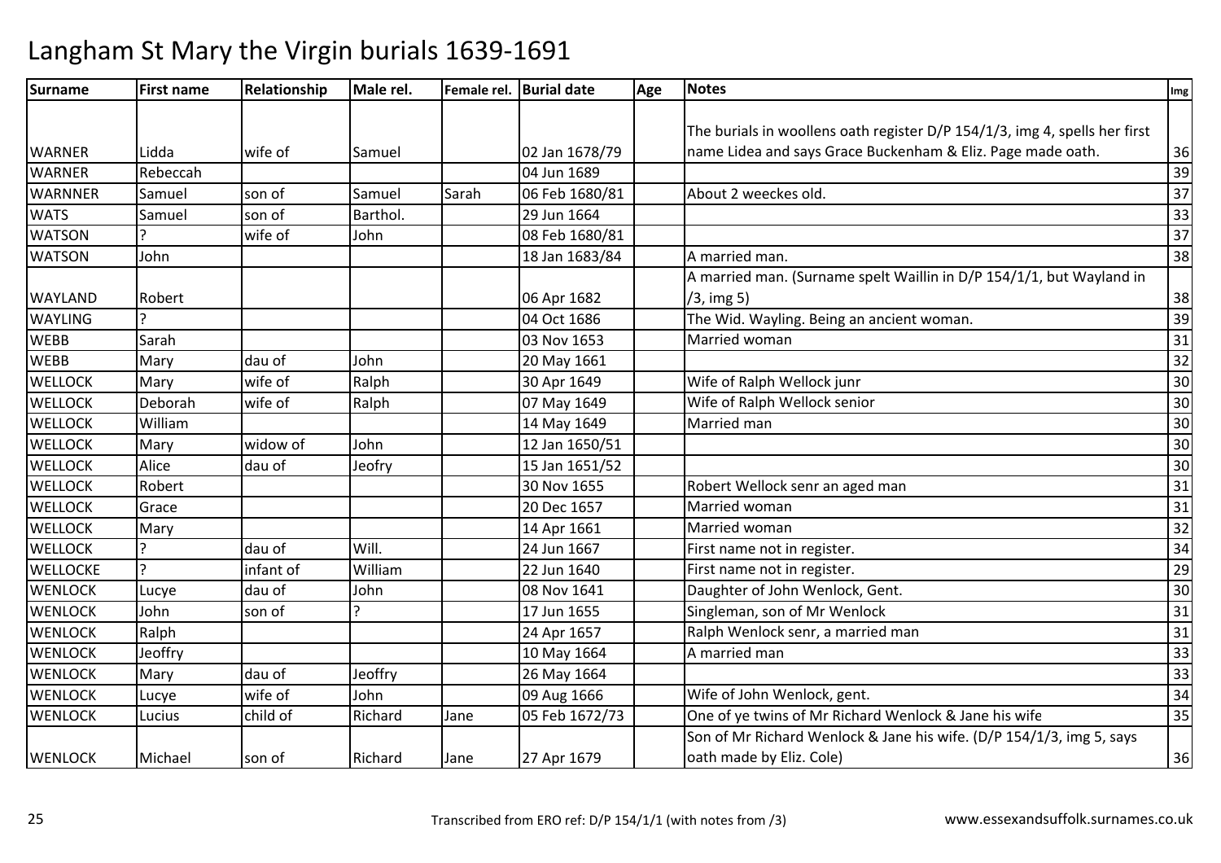# Langham St Mary the Virgin burials 1639-1691

| Surname | First name | Relationship | Male rel. | Female rel. | Burial date | Age | Notes | Img |
|---|---|---|---|---|---|---|---|---|
| WARNER | Lidda | wife of | Samuel | | 02 Jan 1678/79 | | The burials in woollens oath register D/P 154/1/3, img 4, spells her first name Lidea and says Grace Buckenham & Eliz. Page made oath. | 36 |
| WARNER | Rebeccah | | | | 04 Jun 1689 | | | 39 |
| WARNNER | Samuel | son of | Samuel | Sarah | 06 Feb 1680/81 | | About 2 weeckes old. | 37 |
| WATS | Samuel | son of | Barthol. | | 29 Jun 1664 | | | 33 |
| WATSON | ? | wife of | John | | 08 Feb 1680/81 | | | 37 |
| WATSON | John | | | | 18 Jan 1683/84 | | A married man. | 38 |
| WAYLAND | Robert | | | | 06 Apr 1682 | | A married man. (Surname spelt Waillin in D/P 154/1/1, but Wayland in /3, img 5) | 38 |
| WAYLING | ? | | | | 04 Oct 1686 | | The Wid. Wayling. Being an ancient woman. | 39 |
| WEBB | Sarah | | | | 03 Nov 1653 | | Married woman | 31 |
| WEBB | Mary | dau of | John | | 20 May 1661 | | | 32 |
| WELLOCK | Mary | wife of | Ralph | | 30 Apr 1649 | | Wife of Ralph Wellock junr | 30 |
| WELLOCK | Deborah | wife of | Ralph | | 07 May 1649 | | Wife of Ralph Wellock senior | 30 |
| WELLOCK | William | | | | 14 May 1649 | | Married man | 30 |
| WELLOCK | Mary | widow of | John | | 12 Jan 1650/51 | | | 30 |
| WELLOCK | Alice | dau of | Jeofry | | 15 Jan 1651/52 | | | 30 |
| WELLOCK | Robert | | | | 30 Nov 1655 | | Robert Wellock senr an aged man | 31 |
| WELLOCK | Grace | | | | 20 Dec 1657 | | Married woman | 31 |
| WELLOCK | Mary | | | | 14 Apr 1661 | | Married woman | 32 |
| WELLOCK | ? | dau of | Will. | | 24 Jun 1667 | | First name not in register. | 34 |
| WELLOCKE | ? | infant of | William | | 22 Jun 1640 | | First name not in register. | 29 |
| WENLOCK | Lucye | dau of | John | | 08 Nov 1641 | | Daughter of John Wenlock, Gent. | 30 |
| WENLOCK | John | son of | ? | | 17 Jun 1655 | | Singleman, son of Mr Wenlock | 31 |
| WENLOCK | Ralph | | | | 24 Apr 1657 | | Ralph Wenlock senr, a married man | 31 |
| WENLOCK | Jeoffry | | | | 10 May 1664 | | A married man | 33 |
| WENLOCK | Mary | dau of | Jeoffry | | 26 May 1664 | | | 33 |
| WENLOCK | Lucye | wife of | John | | 09 Aug 1666 | | Wife of John Wenlock, gent. | 34 |
| WENLOCK | Lucius | child of | Richard | Jane | 05 Feb 1672/73 | | One of ye twins of Mr Richard Wenlock & Jane his wife | 35 |
| WENLOCK | Michael | son of | Richard | Jane | 27 Apr 1679 | | Son of Mr Richard Wenlock & Jane his wife. (D/P 154/1/3, img 5, says oath made by Eliz. Cole) | 36 |

Transcribed from ERO ref: D/P 154/1/1 (with notes from /3) www.essexandsuffolk.surnames.co.uk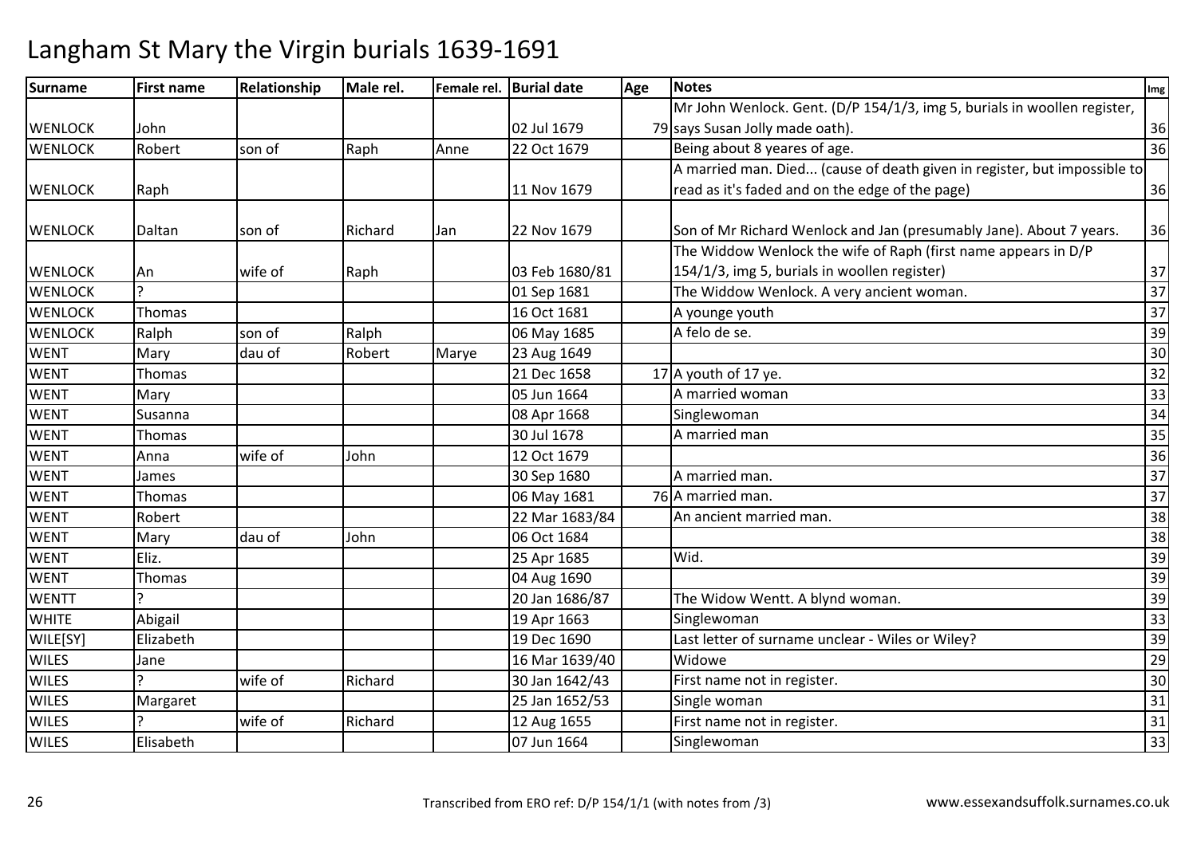# Langham St Mary the Virgin burials 1639-1691

| Surname | First name | Relationship | Male rel. | Female rel. | Burial date | Age | Notes | Img |
|---|---|---|---|---|---|---|---|---|
| WENLOCK | John | | | | 02 Jul 1679 | 79 | Mr John Wenlock. Gent. (D/P 154/1/3, img 5, burials in woollen register, says Susan Jolly made oath). | 36 |
| WENLOCK | Robert | son of | Raph | Anne | 22 Oct 1679 | | Being about 8 yeares of age. | 36 |
| WENLOCK | Raph | | | | 11 Nov 1679 | | A married man. Died... (cause of death given in register, but impossible to read as it's faded and on the edge of the page) | 36 |
| WENLOCK | Daltan | son of | Richard | Jan | 22 Nov 1679 | | Son of Mr Richard Wenlock and Jan (presumably Jane). About 7 years. | 36 |
| WENLOCK | An | wife of | Raph | | 03 Feb 1680/81 | | The Widdow Wenlock the wife of Raph (first name appears in D/P 154/1/3, img 5, burials in woollen register) | 37 |
| WENLOCK | ? | | | | 01 Sep 1681 | | The Widdow Wenlock. A very ancient woman. | 37 |
| WENLOCK | Thomas | | | | 16 Oct 1681 | | A younge youth | 37 |
| WENLOCK | Ralph | son of | Ralph | | 06 May 1685 | | A felo de se. | 39 |
| WENT | Mary | dau of | Robert | Marye | 23 Aug 1649 | | | 30 |
| WENT | Thomas | | | | 21 Dec 1658 | 17 | A youth of 17 ye. | 32 |
| WENT | Mary | | | | 05 Jun 1664 | | A married woman | 33 |
| WENT | Susanna | | | | 08 Apr 1668 | | Singlewoman | 34 |
| WENT | Thomas | | | | 30 Jul 1678 | | A married man | 35 |
| WENT | Anna | wife of | John | | 12 Oct 1679 | | | 36 |
| WENT | James | | | | 30 Sep 1680 | | A married man. | 37 |
| WENT | Thomas | | | | 06 May 1681 | 76 | A married man. | 37 |
| WENT | Robert | | | | 22 Mar 1683/84 | | An ancient married man. | 38 |
| WENT | Mary | dau of | John | | 06 Oct 1684 | | | 38 |
| WENT | Eliz. | | | | 25 Apr 1685 | | Wid. | 39 |
| WENT | Thomas | | | | 04 Aug 1690 | | | 39 |
| WENTT | ? | | | | 20 Jan 1686/87 | | The Widow Wentt. A blynd woman. | 39 |
| WHITE | Abigail | | | | 19 Apr 1663 | | Singlewoman | 33 |
| WILE[SY] | Elizabeth | | | | 19 Dec 1690 | | Last letter of surname unclear - Wiles or Wiley? | 39 |
| WILES | Jane | | | | 16 Mar 1639/40 | | Widowe | 29 |
| WILES | ? | wife of | Richard | | 30 Jan 1642/43 | | First name not in register. | 30 |
| WILES | Margaret | | | | 25 Jan 1652/53 | | Single woman | 31 |
| WILES | ? | wife of | Richard | | 12 Aug 1655 | | First name not in register. | 31 |
| WILES | Elisabeth | | | | 07 Jun 1664 | | Singlewoman | 33 |

Transcribed from ERO ref: D/P 154/1/1 (with notes from /3)

www.essexandsuffolk.surnames.co.uk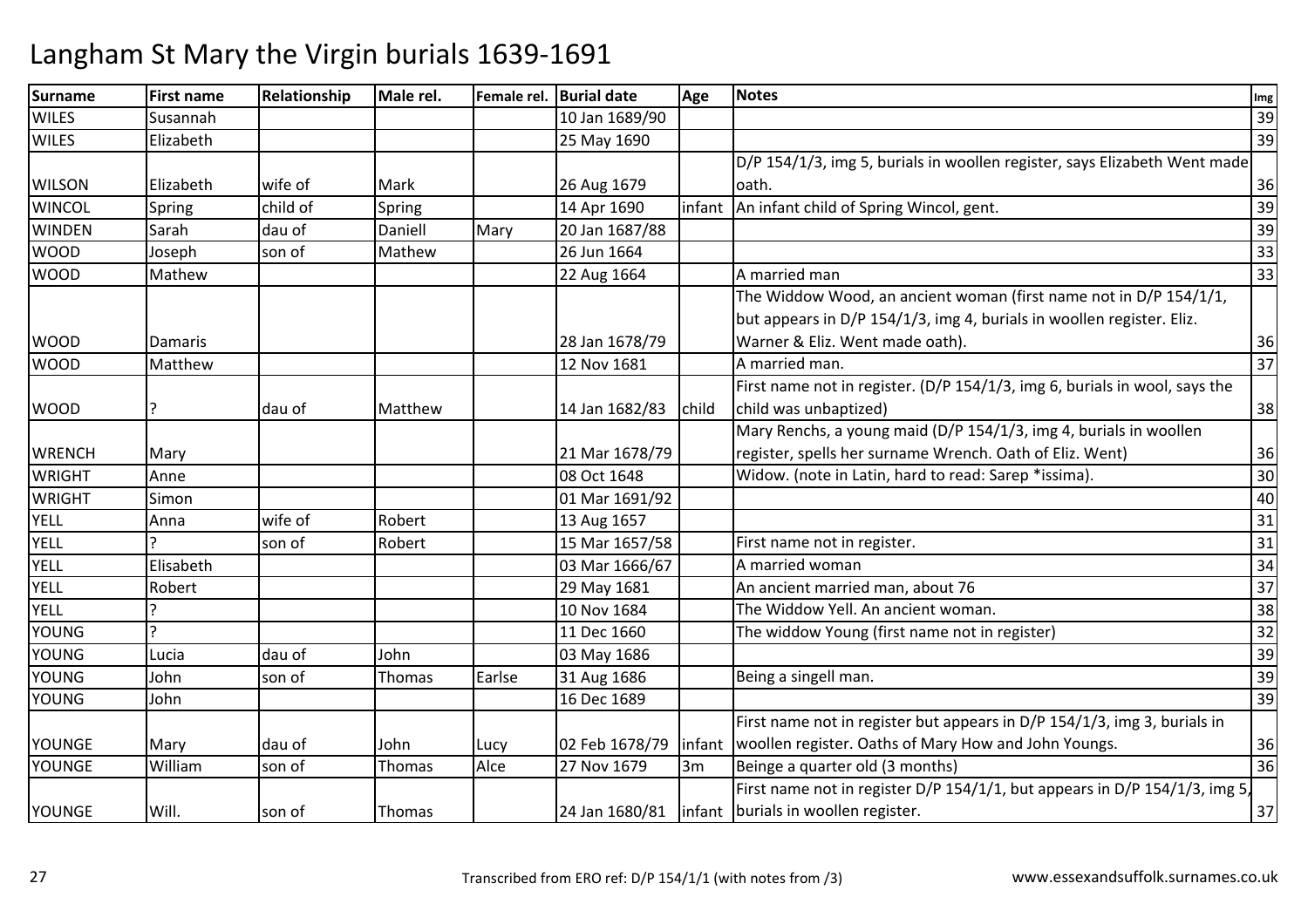# Langham St Mary the Virgin burials 1639-1691

| Surname | First name | Relationship | Male rel. | Female rel. | Burial date | Age | Notes | Img |
|---|---|---|---|---|---|---|---|---|
| WILES | Susannah | | | | 10 Jan 1689/90 | | | 39 |
| WILES | Elizabeth | | | | 25 May 1690 | | | 39 |
| WILSON | Elizabeth | wife of | Mark | | 26 Aug 1679 | | D/P 154/1/3, img 5, burials in woollen register, says Elizabeth Went made oath. | 36 |
| WINCOL | Spring | child of | Spring | | 14 Apr 1690 | infant | An infant child of Spring Wincol, gent. | 39 |
| WINDEN | Sarah | dau of | Daniell | Mary | 20 Jan 1687/88 | | | 39 |
| WOOD | Joseph | son of | Mathew | | 26 Jun 1664 | | | 33 |
| WOOD | Mathew | | | | 22 Aug 1664 | | A married man | 33 |
| WOOD | Damaris | | | | 28 Jan 1678/79 | | The Widdow Wood, an ancient woman (first name not in D/P 154/1/1, but appears in D/P 154/1/3, img 4, burials in woollen register. Eliz. Warner & Eliz. Went made oath). | 36 |
| WOOD | Matthew | | | | 12 Nov 1681 | | A married man. | 37 |
| WOOD | ? | dau of | Matthew | | 14 Jan 1682/83 | child | First name not in register. (D/P 154/1/3, img 6, burials in wool, says the child was unbaptized) | 38 |
| WRENCH | Mary | | | | 21 Mar 1678/79 | | Mary Renchs, a young maid (D/P 154/1/3, img 4, burials in woollen register, spells her surname Wrench. Oath of Eliz. Went) | 36 |
| WRIGHT | Anne | | | | 08 Oct 1648 | | Widow. (note in Latin, hard to read: Sarep *issima). | 30 |
| WRIGHT | Simon | | | | 01 Mar 1691/92 | | | 40 |
| YELL | Anna | wife of | Robert | | 13 Aug 1657 | | | 31 |
| YELL | ? | son of | Robert | | 15 Mar 1657/58 | | First name not in register. | 31 |
| YELL | Elisabeth | | | | 03 Mar 1666/67 | | A married woman | 34 |
| YELL | Robert | | | | 29 May 1681 | | An ancient married man, about 76 | 37 |
| YELL | ? | | | | 10 Nov 1684 | | The Widdow Yell. An ancient woman. | 38 |
| YOUNG | ? | | | | 11 Dec 1660 | | The widdow Young (first name not in register) | 32 |
| YOUNG | Lucia | dau of | John | | 03 May 1686 | | | 39 |
| YOUNG | John | son of | Thomas | Earlse | 31 Aug 1686 | | Being a singell man. | 39 |
| YOUNG | John | | | | 16 Dec 1689 | | | 39 |
| YOUNGE | Mary | dau of | John | Lucy | 02 Feb 1678/79 | infant | First name not in register but appears in D/P 154/1/3, img 3, burials in woollen register. Oaths of Mary How and John Youngs. | 36 |
| YOUNGE | William | son of | Thomas | Alce | 27 Nov 1679 | 3m | Beinge a quarter old (3 months) | 36 |
| YOUNGE | Will. | son of | Thomas | | 24 Jan 1680/81 | infant | First name not in register D/P 154/1/1, but appears in D/P 154/1/3, img 5, burials in woollen register. | 37 |

Transcribed from ERO ref: D/P 154/1/1 (with notes from /3)

www.essexandsuffolk.surnames.co.uk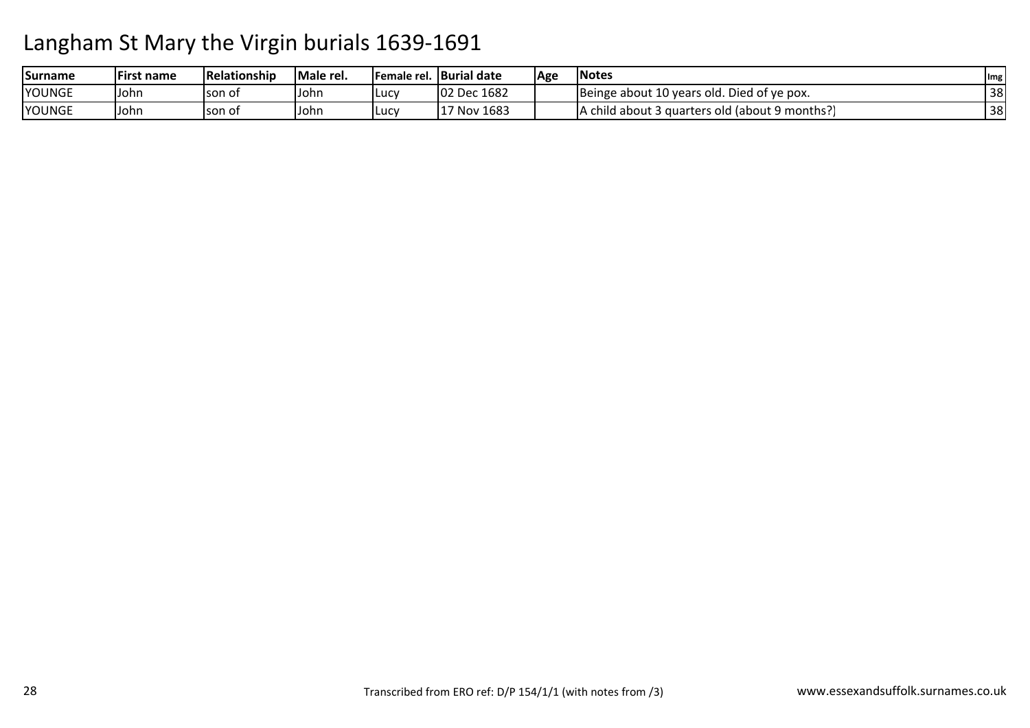# Langham St Mary the Virgin burials 1639-1691

| Surname | First name | Relationship | Male rel. | Female rel. | Burial date | Age | Notes | Img |
|---|---|---|---|---|---|---|---|---|
| YOUNGE | John | son of | John | Lucy | 02 Dec 1682 | | Beinge about 10 years old. Died of ye pox. | 38 |
| YOUNGE | John | son of | John | Lucy | 17 Nov 1683 | | A child about 3 quarters old (about 9 months?) | 38 |

Transcribed from ERO ref: D/P 154/1/1 (with notes from /3)

www.essexandsuffolk.surnames.co.uk